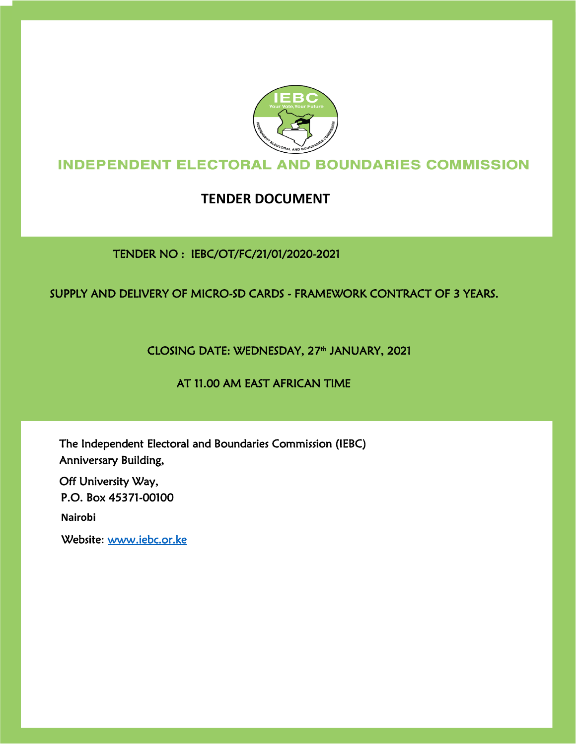# INDEPENDENT ELECTORAL AND BOUNDARIES COMMISSION

## TENDER DOCUMENT

TENDER NO : IEBC/OT/FC/21/01/2020-2021

SUPPLY AND DELIVERY OF MICRO-SD CARDS - FRAMEWORK CONTRACT OF 3 YEARS.

CLOSING DATE: WEDNESDAY, 27th JANUARY, 2021

AT 11.00 AM EAST AFRICAN TIME

The Independent Electoral and Boundaries Commission (IEBC)
Anniversary Building,
Off University Way,
P.O. Box 45371-00100
**Nairobi**
Website: [www.iebc.or.ke](www.iebc.or.ke)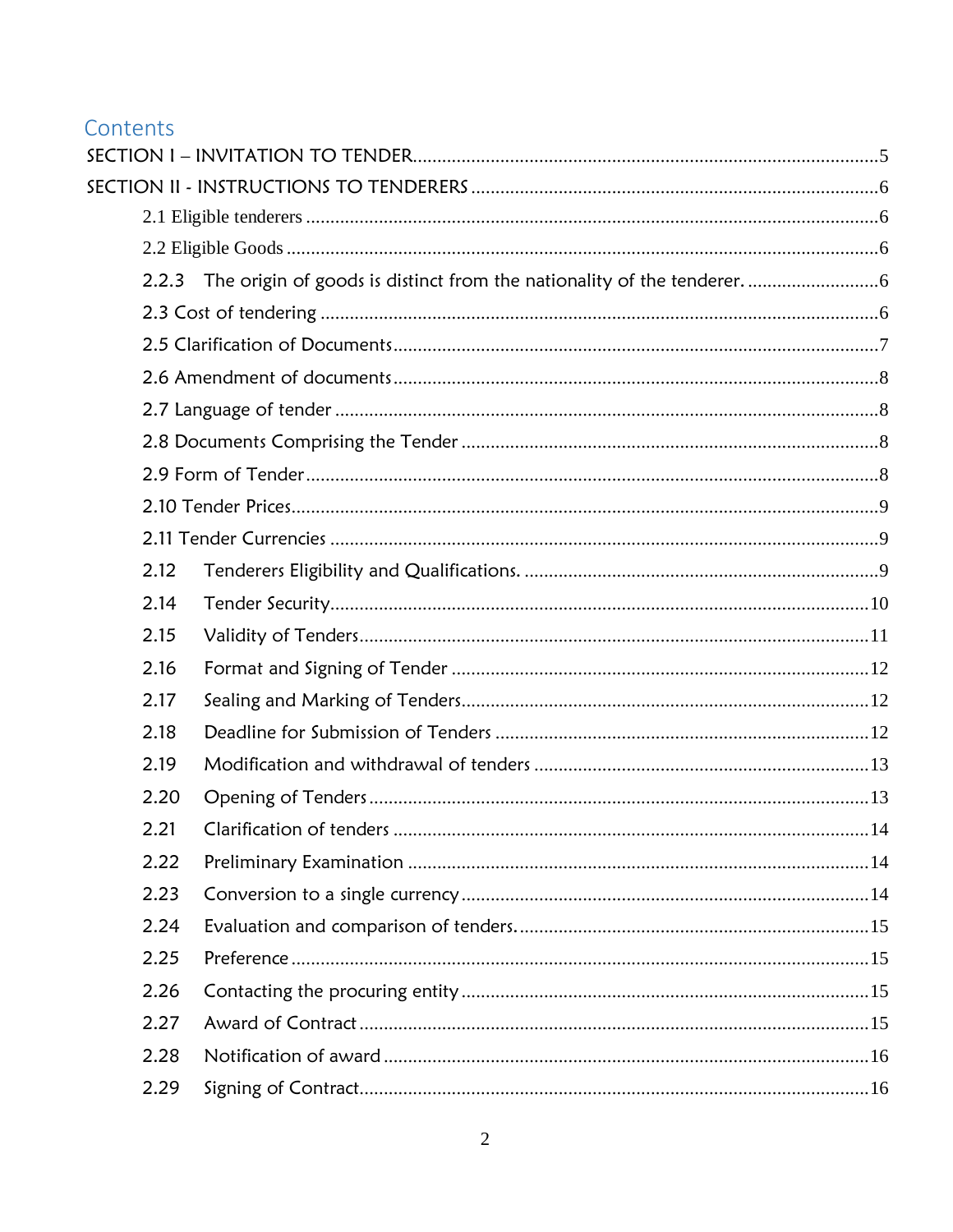# Contents

SECTION I – INVITATION TO TENDER.....5

SECTION II - INSTRUCTIONS TO TENDERERS.....6

- 2.1 Eligible tenderers.....6
- 2.2 Eligible Goods.....6
- 2.2.3 The origin of goods is distinct from the nationality of the tenderer......6
- 2.3 Cost of tendering.....6
- 2.5 Clarification of Documents.....7
- 2.6 Amendment of documents.....8
- 2.7 Language of tender.....8
- 2.8 Documents Comprising the Tender.....8
- 2.9 Form of Tender.....8
- 2.10 Tender Prices.....9
- 2.11 Tender Currencies.....9
- 2.12 Tenderers Eligibility and Qualifications......9
- 2.14 Tender Security.....10
- 2.15 Validity of Tenders.....11
- 2.16 Format and Signing of Tender.....12
- 2.17 Sealing and Marking of Tenders.....12
- 2.18 Deadline for Submission of Tenders.....12
- 2.19 Modification and withdrawal of tenders.....13
- 2.20 Opening of Tenders.....13
- 2.21 Clarification of tenders.....14
- 2.22 Preliminary Examination.....14
- 2.23 Conversion to a single currency.....14
- 2.24 Evaluation and comparison of tenders......15
- 2.25 Preference.....15
- 2.26 Contacting the procuring entity.....15
- 2.27 Award of Contract.....15
- 2.28 Notification of award.....16
- 2.29 Signing of Contract.....16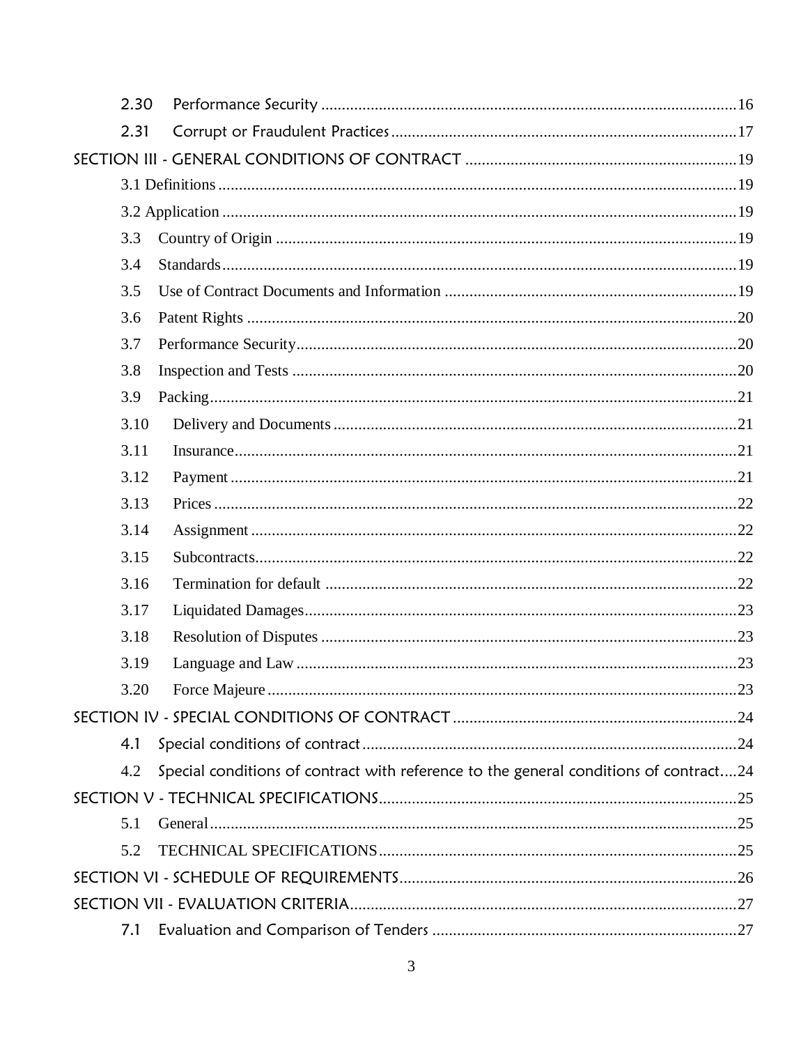2.30 Performance Security ....................................................................................................16

2.31 Corrupt or Fraudulent Practices ....................................................................................17

SECTION III - GENERAL CONDITIONS OF CONTRACT ..................................................................19

3.1 Definitions ..............................................................................................................................19

3.2 Application .............................................................................................................................19

3.3 Country of Origin .................................................................................................................19

3.4 Standards .............................................................................................................................19

3.5 Use of Contract Documents and Information .......................................................................19

3.6 Patent Rights ........................................................................................................................20

3.7 Performance Security ...........................................................................................................20

3.8 Inspection and Tests ............................................................................................................20

3.9 Packing .................................................................................................................................21

3.10 Delivery and Documents ..................................................................................................21

3.11 Insurance ..........................................................................................................................21

3.12 Payment ...........................................................................................................................21

3.13 Prices ...............................................................................................................................22

3.14 Assignment ......................................................................................................................22

3.15 Subcontracts .....................................................................................................................22

3.16 Termination for default ....................................................................................................22

3.17 Liquidated Damages .........................................................................................................23

3.18 Resolution of Disputes .....................................................................................................23

3.19 Language and Law ...........................................................................................................23

3.20 Force Majeure ..................................................................................................................23

SECTION IV - SPECIAL CONDITIONS OF CONTRACT .....................................................................24

4.1 Special conditions of contract ...........................................................................................24

4.2 Special conditions of contract with reference to the general conditions of contract....24

SECTION V - TECHNICAL SPECIFICATIONS.......................................................................................25

5.1 General .................................................................................................................................25

5.2 TECHNICAL SPECIFICATIONS .......................................................................................25

SECTION VI - SCHEDULE OF REQUIREMENTS..................................................................................26

SECTION VII - EVALUATION CRITERIA..............................................................................................27

7.1 Evaluation and Comparison of Tenders ..........................................................................27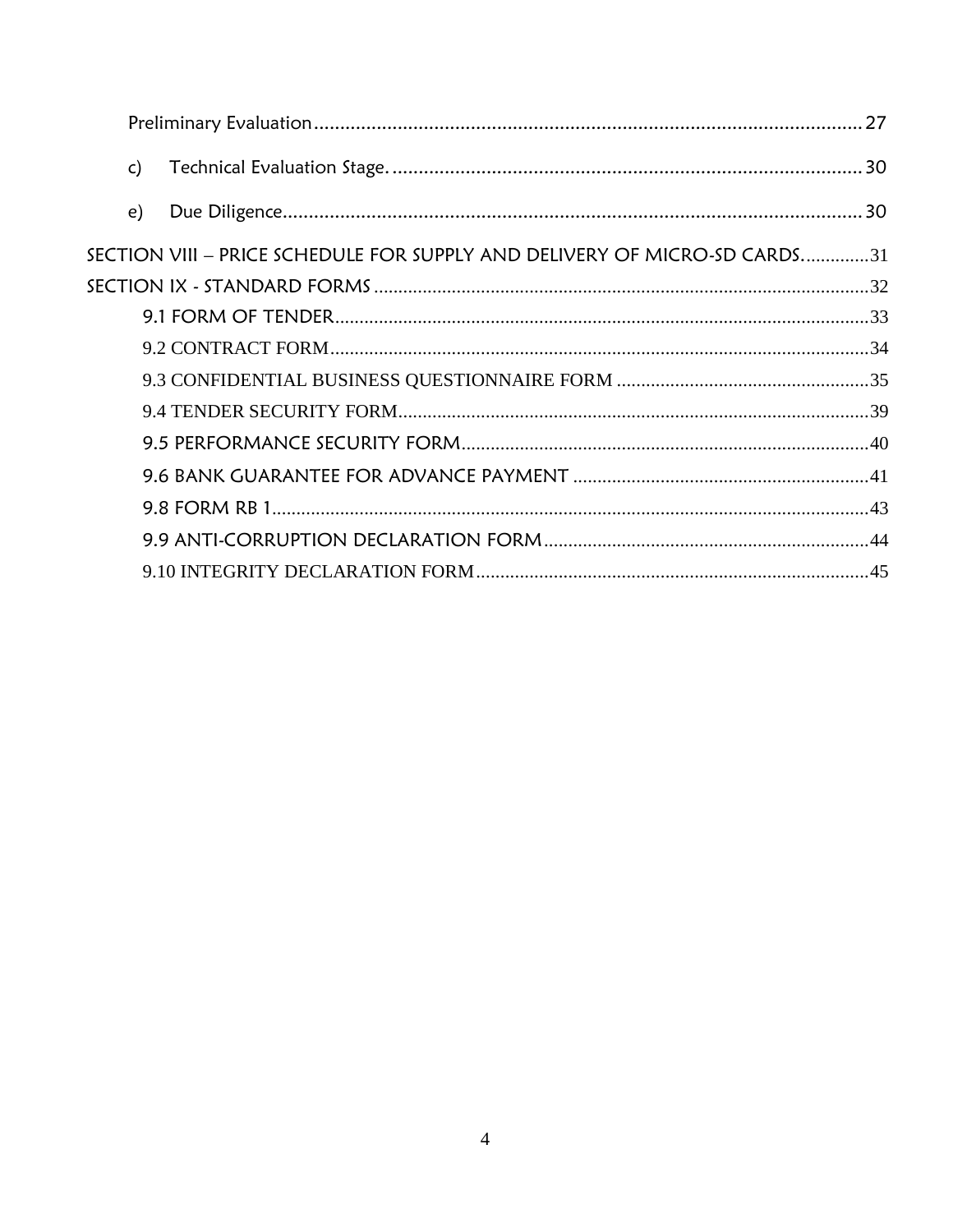Preliminary Evaluation......................................................................................................27

c) Technical Evaluation Stage. .........................................................................................30

e) Due Diligence.................................................................................................................30

SECTION VIII – PRICE SCHEDULE FOR SUPPLY AND DELIVERY OF MICRO-SD CARDS..............31

SECTION IX - STANDARD FORMS ......................................................................................................32

9.1 FORM OF TENDER.........................................................................................................33

9.2 CONTRACT FORM..........................................................................................................34

9.3 CONFIDENTIAL BUSINESS QUESTIONNAIRE FORM ...............................................35

9.4 TENDER SECURITY FORM............................................................................................39

9.5 PERFORMANCE SECURITY FORM...............................................................................40

9.6 BANK GUARANTEE FOR ADVANCE PAYMENT .......................................................41

9.8 FORM RB 1......................................................................................................................43

9.9 ANTI-CORRUPTION DECLARATION FORM..............................................................44

9.10 INTEGRITY DECLARATION FORM...........................................................................45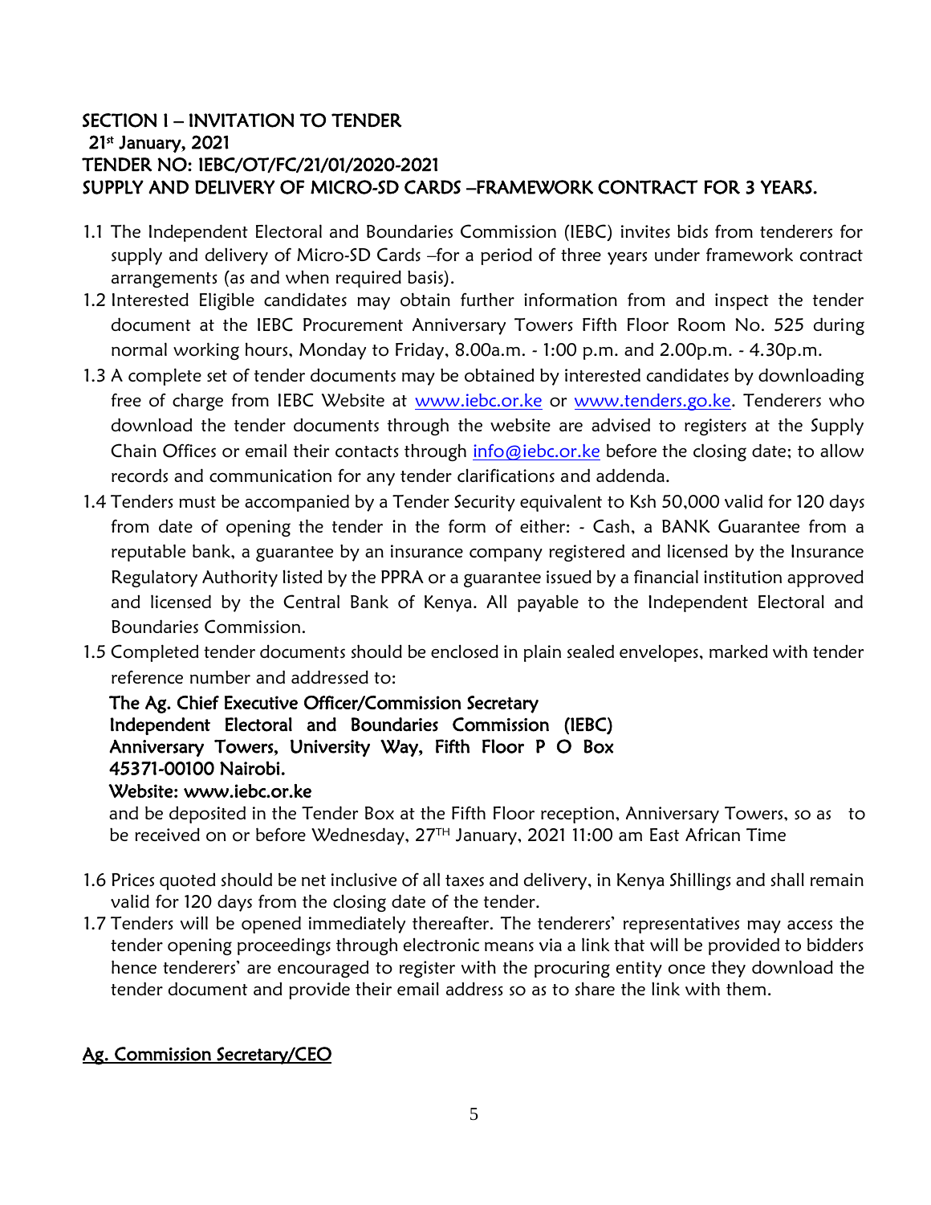## SECTION I – INVITATION TO TENDER

**21st January, 2021**

**TENDER NO: IEBC/OT/FC/21/01/2020-2021**

**SUPPLY AND DELIVERY OF MICRO-SD CARDS –FRAMEWORK CONTRACT FOR 3 YEARS.**

1.1 The Independent Electoral and Boundaries Commission (IEBC) invites bids from tenderers for supply and delivery of Micro-SD Cards –for a period of three years under framework contract arrangements (as and when required basis).

1.2 Interested Eligible candidates may obtain further information from and inspect the tender document at the IEBC Procurement Anniversary Towers Fifth Floor Room No. 525 during normal working hours, Monday to Friday, 8.00a.m. - 1:00 p.m. and 2.00p.m. - 4.30p.m.

1.3 A complete set of tender documents may be obtained by interested candidates by downloading free of charge from IEBC Website at www.iebc.or.ke or www.tenders.go.ke. Tenderers who download the tender documents through the website are advised to registers at the Supply Chain Offices or email their contacts through info@iebc.or.ke before the closing date; to allow records and communication for any tender clarifications and addenda.

1.4 Tenders must be accompanied by a Tender Security equivalent to Ksh 50,000 valid for 120 days from date of opening the tender in the form of either: - Cash, a BANK Guarantee from a reputable bank, a guarantee by an insurance company registered and licensed by the Insurance Regulatory Authority listed by the PPRA or a guarantee issued by a financial institution approved and licensed by the Central Bank of Kenya. All payable to the Independent Electoral and Boundaries Commission.

1.5 Completed tender documents should be enclosed in plain sealed envelopes, marked with tender reference number and addressed to:

   **The Ag. Chief Executive Officer/Commission Secretary**
   **Independent Electoral and Boundaries Commission (IEBC)**
   **Anniversary Towers, University Way, Fifth Floor P O Box 45371-00100 Nairobi.**
   **Website: www.iebc.or.ke**

   and be deposited in the Tender Box at the Fifth Floor reception, Anniversary Towers, so as to be received on or before Wednesday, 27TH January, 2021 11:00 am East African Time

1.6 Prices quoted should be net inclusive of all taxes and delivery, in Kenya Shillings and shall remain valid for 120 days from the closing date of the tender.

1.7 Tenders will be opened immediately thereafter. The tenderers' representatives may access the tender opening proceedings through electronic means via a link that will be provided to bidders hence tenderers' are encouraged to register with the procuring entity once they download the tender document and provide their email address so as to share the link with them.

**Ag. Commission Secretary/CEO**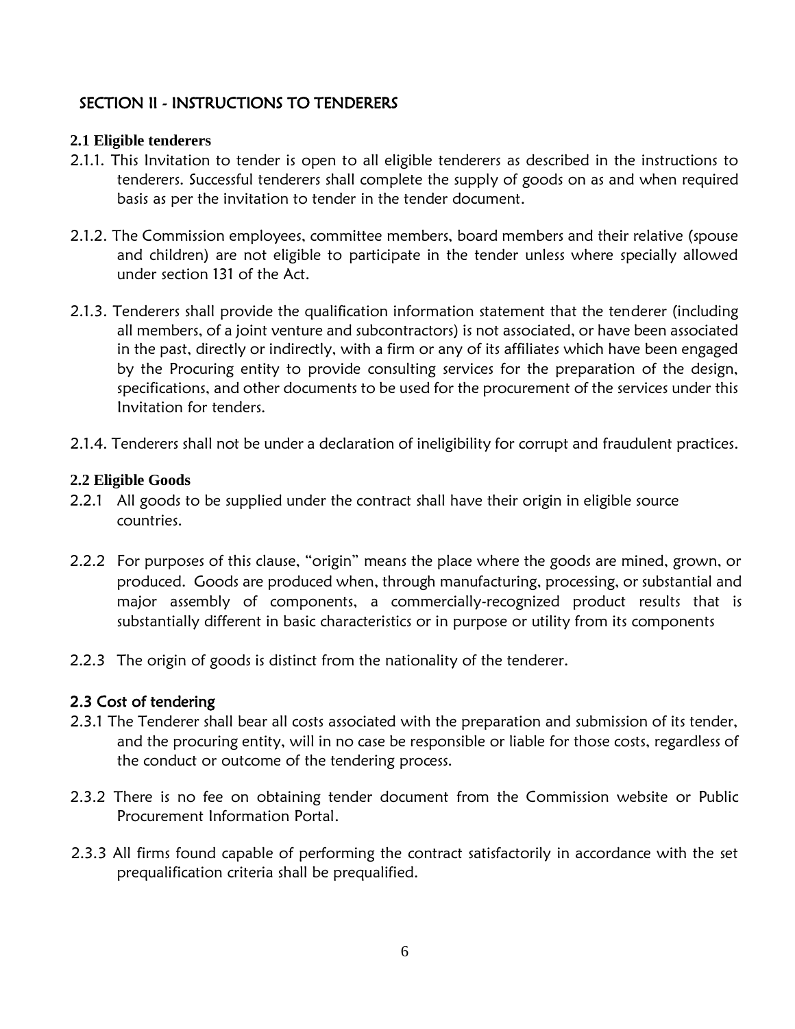## SECTION II - INSTRUCTIONS TO TENDERERS

**2.1 Eligible tenderers**

2.1.1. This Invitation to tender is open to all eligible tenderers as described in the instructions to tenderers. Successful tenderers shall complete the supply of goods on as and when required basis as per the invitation to tender in the tender document.

2.1.2. The Commission employees, committee members, board members and their relative (spouse and children) are not eligible to participate in the tender unless where specially allowed under section 131 of the Act.

2.1.3. Tenderers shall provide the qualification information statement that the tenderer (including all members, of a joint venture and subcontractors) is not associated, or have been associated in the past, directly or indirectly, with a firm or any of its affiliates which have been engaged by the Procuring entity to provide consulting services for the preparation of the design, specifications, and other documents to be used for the procurement of the services under this Invitation for tenders.

2.1.4. Tenderers shall not be under a declaration of ineligibility for corrupt and fraudulent practices.

**2.2 Eligible Goods**

2.2.1 All goods to be supplied under the contract shall have their origin in eligible source countries.

2.2.2 For purposes of this clause, "origin" means the place where the goods are mined, grown, or produced. Goods are produced when, through manufacturing, processing, or substantial and major assembly of components, a commercially-recognized product results that is substantially different in basic characteristics or in purpose or utility from its components

2.2.3 The origin of goods is distinct from the nationality of the tenderer.

**2.3 Cost of tendering**

2.3.1 The Tenderer shall bear all costs associated with the preparation and submission of its tender, and the procuring entity, will in no case be responsible or liable for those costs, regardless of the conduct or outcome of the tendering process.

2.3.2 There is no fee on obtaining tender document from the Commission website or Public Procurement Information Portal.

2.3.3 All firms found capable of performing the contract satisfactorily in accordance with the set prequalification criteria shall be prequalified.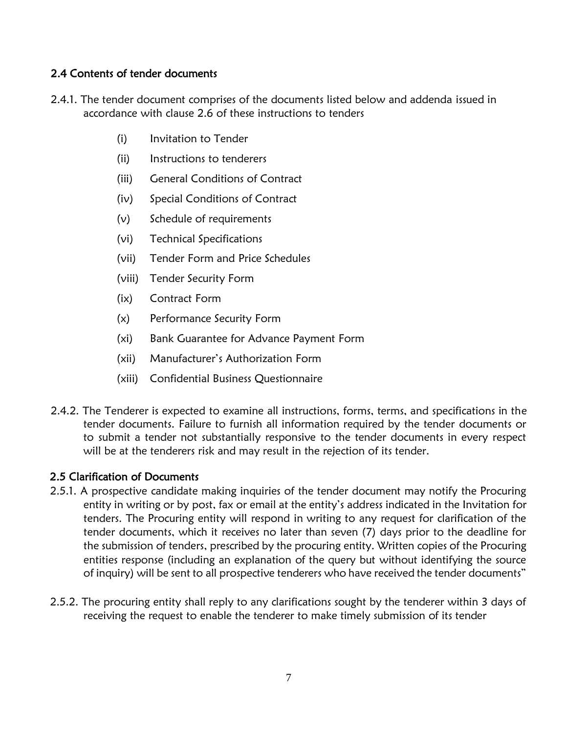## 2.4 Contents of tender documents

2.4.1. The tender document comprises of the documents listed below and addenda issued in accordance with clause 2.6 of these instructions to tenders

- (i) Invitation to Tender
- (ii) Instructions to tenderers
- (iii) General Conditions of Contract
- (iv) Special Conditions of Contract
- (v) Schedule of requirements
- (vi) Technical Specifications
- (vii) Tender Form and Price Schedules
- (viii) Tender Security Form
- (ix) Contract Form
- (x) Performance Security Form
- (xi) Bank Guarantee for Advance Payment Form
- (xii) Manufacturer's Authorization Form
- (xiii) Confidential Business Questionnaire

2.4.2. The Tenderer is expected to examine all instructions, forms, terms, and specifications in the tender documents. Failure to furnish all information required by the tender documents or to submit a tender not substantially responsive to the tender documents in every respect will be at the tenderers risk and may result in the rejection of its tender.

## 2.5 Clarification of Documents

2.5.1. A prospective candidate making inquiries of the tender document may notify the Procuring entity in writing or by post, fax or email at the entity's address indicated in the Invitation for tenders. The Procuring entity will respond in writing to any request for clarification of the tender documents, which it receives no later than seven (7) days prior to the deadline for the submission of tenders, prescribed by the procuring entity. Written copies of the Procuring entities response (including an explanation of the query but without identifying the source of inquiry) will be sent to all prospective tenderers who have received the tender documents"

2.5.2. The procuring entity shall reply to any clarifications sought by the tenderer within 3 days of receiving the request to enable the tenderer to make timely submission of its tender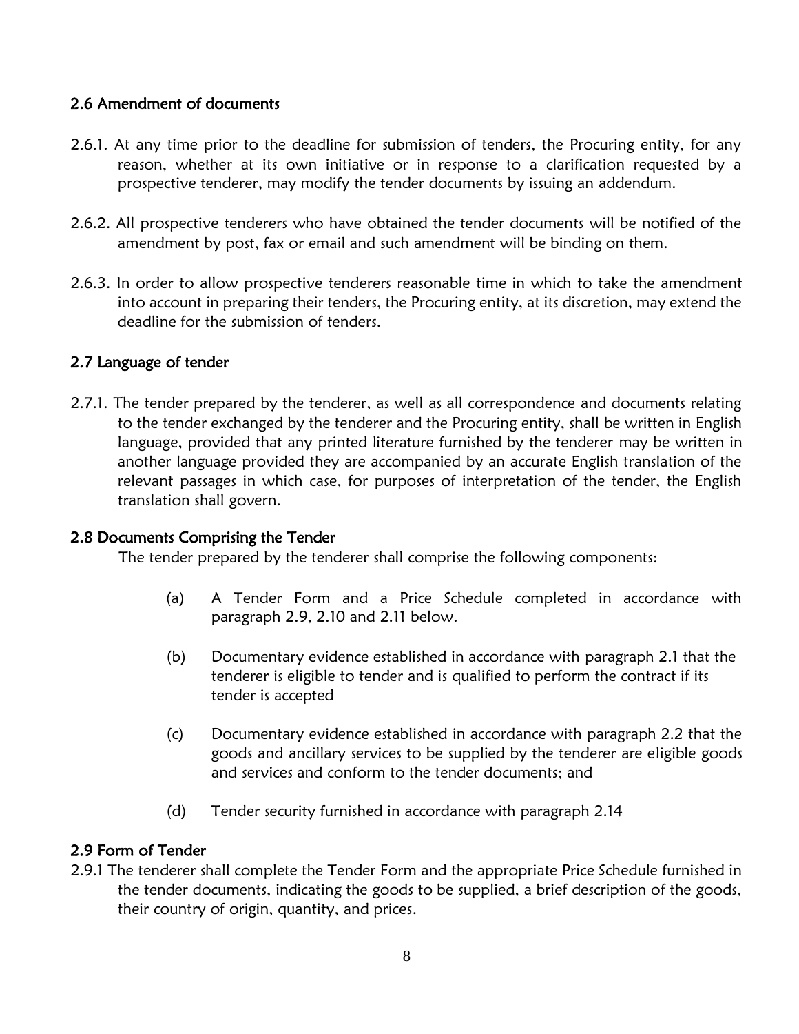## 2.6 Amendment of documents

2.6.1. At any time prior to the deadline for submission of tenders, the Procuring entity, for any reason, whether at its own initiative or in response to a clarification requested by a prospective tenderer, may modify the tender documents by issuing an addendum.

2.6.2. All prospective tenderers who have obtained the tender documents will be notified of the amendment by post, fax or email and such amendment will be binding on them.

2.6.3. In order to allow prospective tenderers reasonable time in which to take the amendment into account in preparing their tenders, the Procuring entity, at its discretion, may extend the deadline for the submission of tenders.

## 2.7 Language of tender

2.7.1. The tender prepared by the tenderer, as well as all correspondence and documents relating to the tender exchanged by the tenderer and the Procuring entity, shall be written in English language, provided that any printed literature furnished by the tenderer may be written in another language provided they are accompanied by an accurate English translation of the relevant passages in which case, for purposes of interpretation of the tender, the English translation shall govern.

## 2.8 Documents Comprising the Tender

The tender prepared by the tenderer shall comprise the following components:

(a) A Tender Form and a Price Schedule completed in accordance with paragraph 2.9, 2.10 and 2.11 below.

(b) Documentary evidence established in accordance with paragraph 2.1 that the tenderer is eligible to tender and is qualified to perform the contract if its tender is accepted

(c) Documentary evidence established in accordance with paragraph 2.2 that the goods and ancillary services to be supplied by the tenderer are eligible goods and services and conform to the tender documents; and

(d) Tender security furnished in accordance with paragraph 2.14

## 2.9 Form of Tender

2.9.1 The tenderer shall complete the Tender Form and the appropriate Price Schedule furnished in the tender documents, indicating the goods to be supplied, a brief description of the goods, their country of origin, quantity, and prices.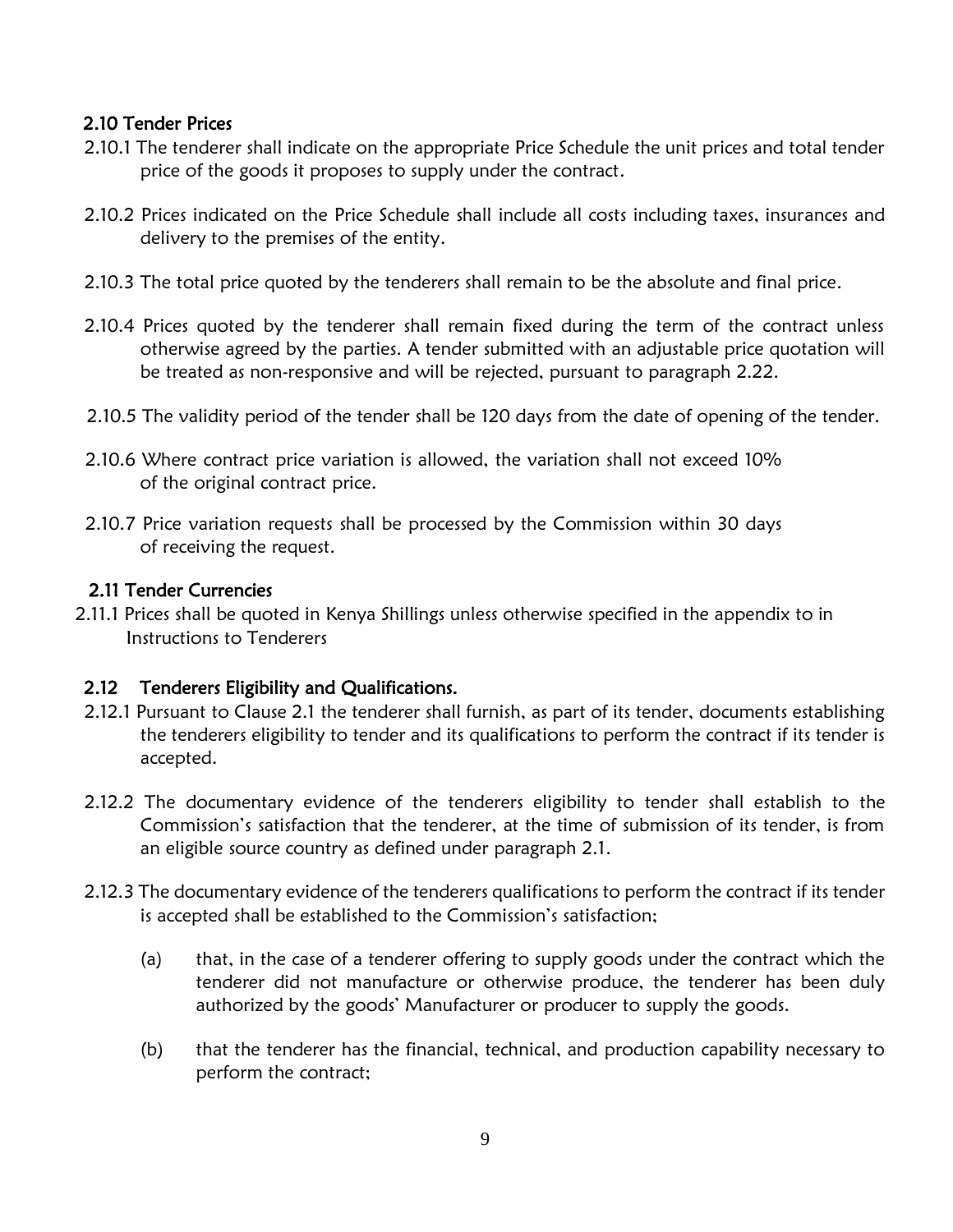### 2.10 Tender Prices

2.10.1 The tenderer shall indicate on the appropriate Price Schedule the unit prices and total tender price of the goods it proposes to supply under the contract.

2.10.2 Prices indicated on the Price Schedule shall include all costs including taxes, insurances and delivery to the premises of the entity.

2.10.3 The total price quoted by the tenderers shall remain to be the absolute and final price.

2.10.4 Prices quoted by the tenderer shall remain fixed during the term of the contract unless otherwise agreed by the parties. A tender submitted with an adjustable price quotation will be treated as non-responsive and will be rejected, pursuant to paragraph 2.22.

2.10.5 The validity period of the tender shall be 120 days from the date of opening of the tender.

2.10.6 Where contract price variation is allowed, the variation shall not exceed 10% of the original contract price.

2.10.7 Price variation requests shall be processed by the Commission within 30 days of receiving the request.

### 2.11 Tender Currencies

2.11.1 Prices shall be quoted in Kenya Shillings unless otherwise specified in the appendix to in Instructions to Tenderers

### 2.12 Tenderers Eligibility and Qualifications.

2.12.1 Pursuant to Clause 2.1 the tenderer shall furnish, as part of its tender, documents establishing the tenderers eligibility to tender and its qualifications to perform the contract if its tender is accepted.

2.12.2 The documentary evidence of the tenderers eligibility to tender shall establish to the Commission's satisfaction that the tenderer, at the time of submission of its tender, is from an eligible source country as defined under paragraph 2.1.

2.12.3 The documentary evidence of the tenderers qualifications to perform the contract if its tender is accepted shall be established to the Commission's satisfaction;

(a) that, in the case of a tenderer offering to supply goods under the contract which the tenderer did not manufacture or otherwise produce, the tenderer has been duly authorized by the goods' Manufacturer or producer to supply the goods.

(b) that the tenderer has the financial, technical, and production capability necessary to perform the contract;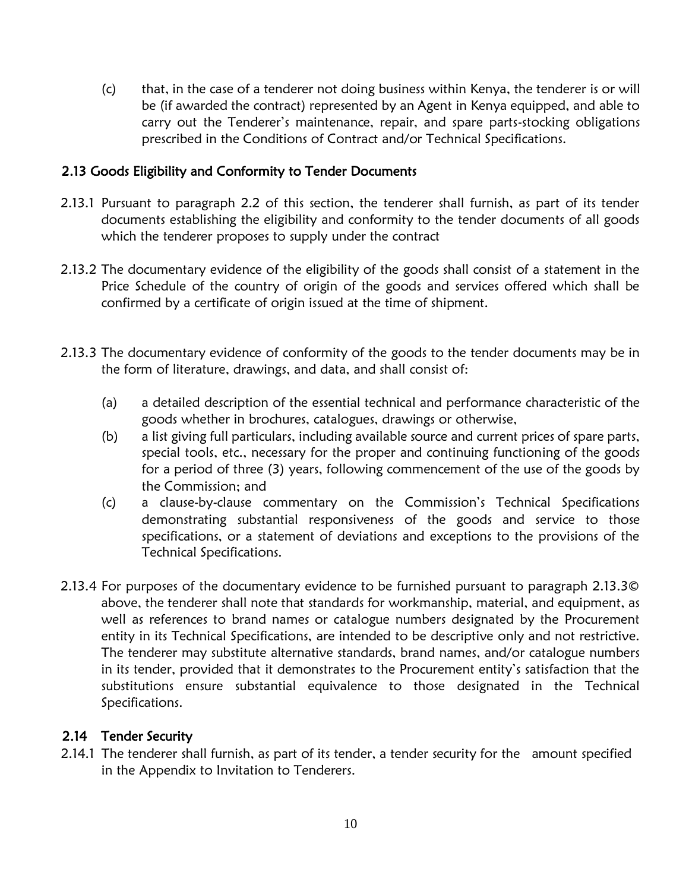(c) that, in the case of a tenderer not doing business within Kenya, the tenderer is or will be (if awarded the contract) represented by an Agent in Kenya equipped, and able to carry out the Tenderer's maintenance, repair, and spare parts-stocking obligations prescribed in the Conditions of Contract and/or Technical Specifications.

### 2.13 Goods Eligibility and Conformity to Tender Documents

2.13.1 Pursuant to paragraph 2.2 of this section, the tenderer shall furnish, as part of its tender documents establishing the eligibility and conformity to the tender documents of all goods which the tenderer proposes to supply under the contract

2.13.2 The documentary evidence of the eligibility of the goods shall consist of a statement in the Price Schedule of the country of origin of the goods and services offered which shall be confirmed by a certificate of origin issued at the time of shipment.

2.13.3 The documentary evidence of conformity of the goods to the tender documents may be in the form of literature, drawings, and data, and shall consist of:

(a) a detailed description of the essential technical and performance characteristic of the goods whether in brochures, catalogues, drawings or otherwise,

(b) a list giving full particulars, including available source and current prices of spare parts, special tools, etc., necessary for the proper and continuing functioning of the goods for a period of three (3) years, following commencement of the use of the goods by the Commission; and

(c) a clause-by-clause commentary on the Commission's Technical Specifications demonstrating substantial responsiveness of the goods and service to those specifications, or a statement of deviations and exceptions to the provisions of the Technical Specifications.

2.13.4 For purposes of the documentary evidence to be furnished pursuant to paragraph 2.13.3© above, the tenderer shall note that standards for workmanship, material, and equipment, as well as references to brand names or catalogue numbers designated by the Procurement entity in its Technical Specifications, are intended to be descriptive only and not restrictive. The tenderer may substitute alternative standards, brand names, and/or catalogue numbers in its tender, provided that it demonstrates to the Procurement entity's satisfaction that the substitutions ensure substantial equivalence to those designated in the Technical Specifications.

### 2.14 Tender Security

2.14.1 The tenderer shall furnish, as part of its tender, a tender security for the amount specified in the Appendix to Invitation to Tenderers.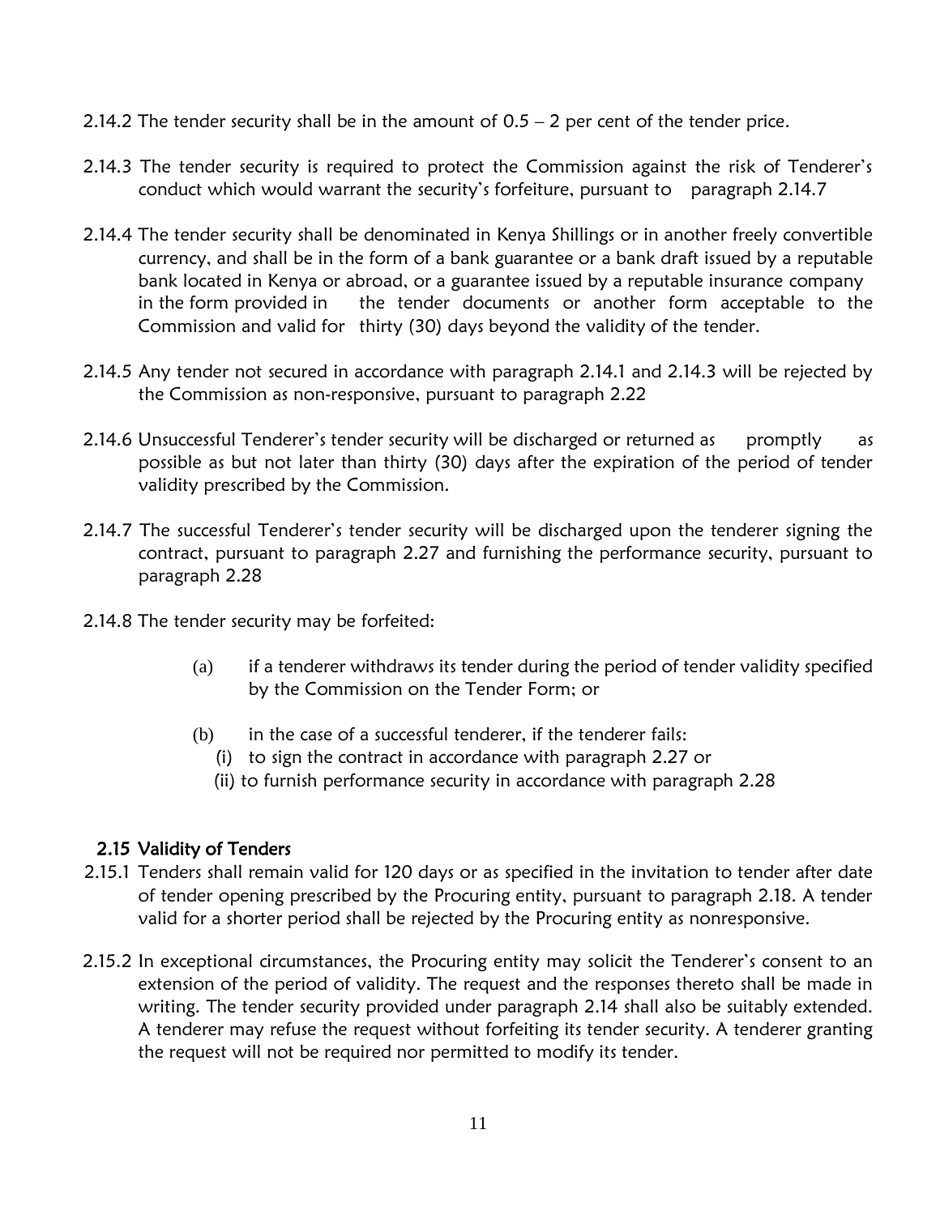2.14.2 The tender security shall be in the amount of 0.5 – 2 per cent of the tender price.

2.14.3 The tender security is required to protect the Commission against the risk of Tenderer's conduct which would warrant the security's forfeiture, pursuant to paragraph 2.14.7

2.14.4 The tender security shall be denominated in Kenya Shillings or in another freely convertible currency, and shall be in the form of a bank guarantee or a bank draft issued by a reputable bank located in Kenya or abroad, or a guarantee issued by a reputable insurance company in the form provided in the tender documents or another form acceptable to the Commission and valid for thirty (30) days beyond the validity of the tender.

2.14.5 Any tender not secured in accordance with paragraph 2.14.1 and 2.14.3 will be rejected by the Commission as non-responsive, pursuant to paragraph 2.22

2.14.6 Unsuccessful Tenderer's tender security will be discharged or returned as promptly as possible as but not later than thirty (30) days after the expiration of the period of tender validity prescribed by the Commission.

2.14.7 The successful Tenderer's tender security will be discharged upon the tenderer signing the contract, pursuant to paragraph 2.27 and furnishing the performance security, pursuant to paragraph 2.28

2.14.8 The tender security may be forfeited:

(a) if a tenderer withdraws its tender during the period of tender validity specified by the Commission on the Tender Form; or

(b) in the case of a successful tenderer, if the tenderer fails:
   (i) to sign the contract in accordance with paragraph 2.27 or
   (ii) to furnish performance security in accordance with paragraph 2.28

### 2.15 Validity of Tenders

2.15.1 Tenders shall remain valid for 120 days or as specified in the invitation to tender after date of tender opening prescribed by the Procuring entity, pursuant to paragraph 2.18. A tender valid for a shorter period shall be rejected by the Procuring entity as nonresponsive.

2.15.2 In exceptional circumstances, the Procuring entity may solicit the Tenderer's consent to an extension of the period of validity. The request and the responses thereto shall be made in writing. The tender security provided under paragraph 2.14 shall also be suitably extended. A tenderer may refuse the request without forfeiting its tender security. A tenderer granting the request will not be required nor permitted to modify its tender.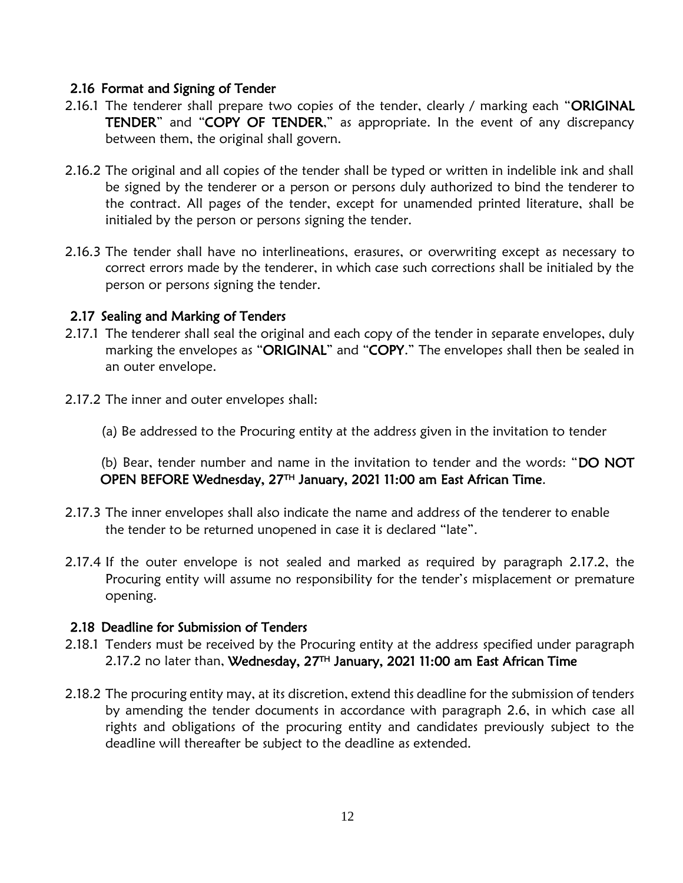### 2.16 Format and Signing of Tender

2.16.1 The tenderer shall prepare two copies of the tender, clearly / marking each "**ORIGINAL TENDER**" and "**COPY OF TENDER**," as appropriate. In the event of any discrepancy between them, the original shall govern.

2.16.2 The original and all copies of the tender shall be typed or written in indelible ink and shall be signed by the tenderer or a person or persons duly authorized to bind the tenderer to the contract. All pages of the tender, except for unamended printed literature, shall be initialed by the person or persons signing the tender.

2.16.3 The tender shall have no interlineations, erasures, or overwriting except as necessary to correct errors made by the tenderer, in which case such corrections shall be initialed by the person or persons signing the tender.

### 2.17 Sealing and Marking of Tenders

2.17.1 The tenderer shall seal the original and each copy of the tender in separate envelopes, duly marking the envelopes as "**ORIGINAL**" and "**COPY**." The envelopes shall then be sealed in an outer envelope.

2.17.2 The inner and outer envelopes shall:

(a) Be addressed to the Procuring entity at the address given in the invitation to tender

(b) Bear, tender number and name in the invitation to tender and the words: "**DO NOT OPEN BEFORE Wednesday, 27TH January, 2021 11:00 am East African Time**.

2.17.3 The inner envelopes shall also indicate the name and address of the tenderer to enable the tender to be returned unopened in case it is declared "late".

2.17.4 If the outer envelope is not sealed and marked as required by paragraph 2.17.2, the Procuring entity will assume no responsibility for the tender's misplacement or premature opening.

### 2.18 Deadline for Submission of Tenders

2.18.1 Tenders must be received by the Procuring entity at the address specified under paragraph 2.17.2 no later than, **Wednesday, 27TH January, 2021 11:00 am East African Time**

2.18.2 The procuring entity may, at its discretion, extend this deadline for the submission of tenders by amending the tender documents in accordance with paragraph 2.6, in which case all rights and obligations of the procuring entity and candidates previously subject to the deadline will thereafter be subject to the deadline as extended.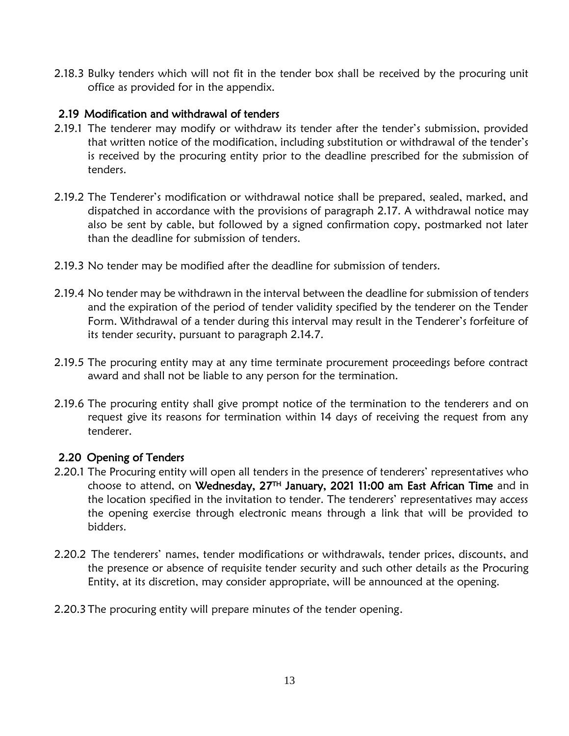2.18.3 Bulky tenders which will not fit in the tender box shall be received by the procuring unit office as provided for in the appendix.

## 2.19 Modification and withdrawal of tenders

2.19.1 The tenderer may modify or withdraw its tender after the tender's submission, provided that written notice of the modification, including substitution or withdrawal of the tender's is received by the procuring entity prior to the deadline prescribed for the submission of tenders.

2.19.2 The Tenderer's modification or withdrawal notice shall be prepared, sealed, marked, and dispatched in accordance with the provisions of paragraph 2.17. A withdrawal notice may also be sent by cable, but followed by a signed confirmation copy, postmarked not later than the deadline for submission of tenders.

2.19.3 No tender may be modified after the deadline for submission of tenders.

2.19.4 No tender may be withdrawn in the interval between the deadline for submission of tenders and the expiration of the period of tender validity specified by the tenderer on the Tender Form. Withdrawal of a tender during this interval may result in the Tenderer's forfeiture of its tender security, pursuant to paragraph 2.14.7.

2.19.5 The procuring entity may at any time terminate procurement proceedings before contract award and shall not be liable to any person for the termination.

2.19.6 The procuring entity shall give prompt notice of the termination to the tenderers and on request give its reasons for termination within 14 days of receiving the request from any tenderer.

## 2.20 Opening of Tenders

2.20.1 The Procuring entity will open all tenders in the presence of tenderers' representatives who choose to attend, on **Wednesday, 27TH January, 2021 11:00 am East African Time** and in the location specified in the invitation to tender. The tenderers' representatives may access the opening exercise through electronic means through a link that will be provided to bidders.

2.20.2 The tenderers' names, tender modifications or withdrawals, tender prices, discounts, and the presence or absence of requisite tender security and such other details as the Procuring Entity, at its discretion, may consider appropriate, will be announced at the opening.

2.20.3 The procuring entity will prepare minutes of the tender opening.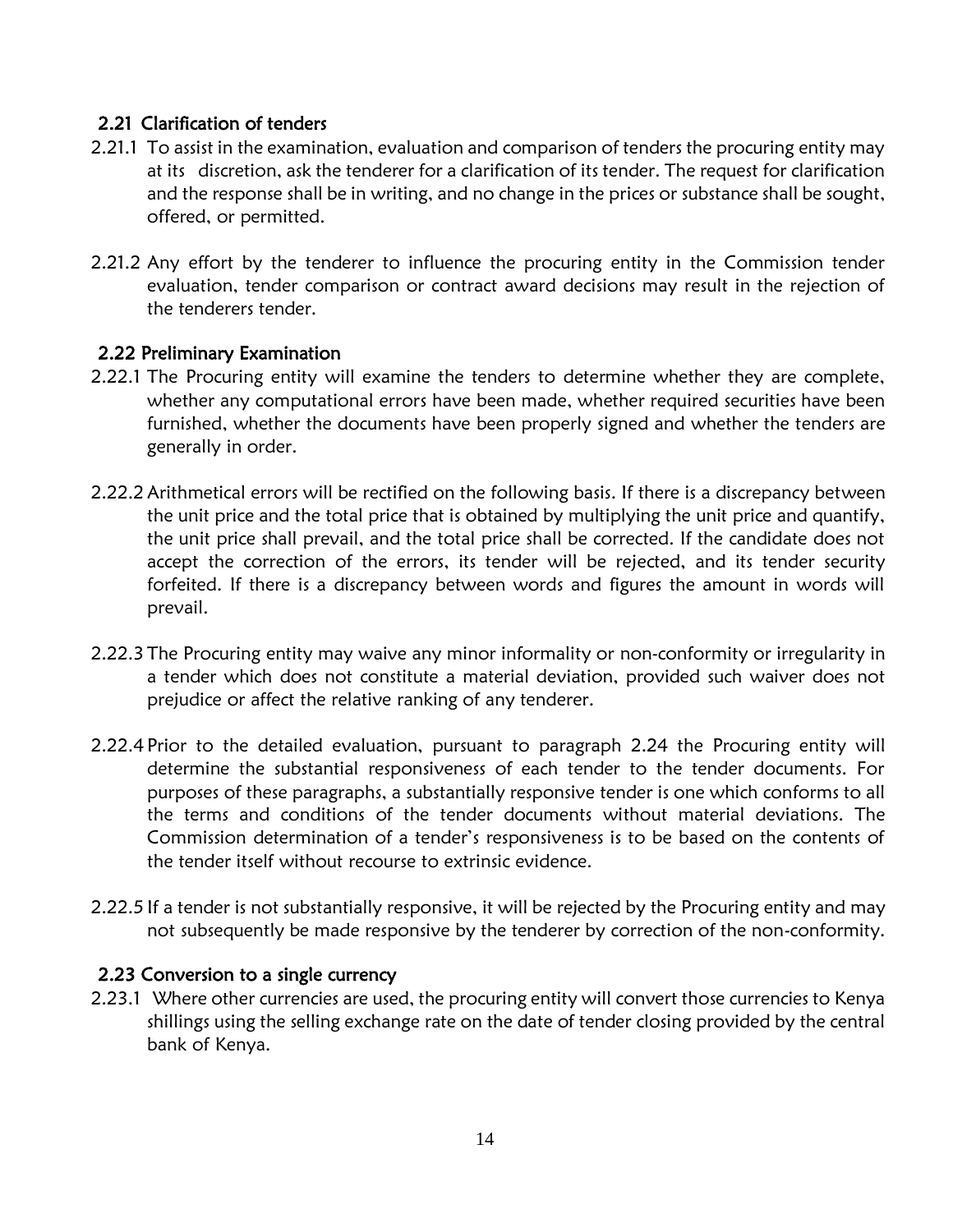### 2.21 Clarification of tenders

2.21.1 To assist in the examination, evaluation and comparison of tenders the procuring entity may at its discretion, ask the tenderer for a clarification of its tender. The request for clarification and the response shall be in writing, and no change in the prices or substance shall be sought, offered, or permitted.

2.21.2 Any effort by the tenderer to influence the procuring entity in the Commission tender evaluation, tender comparison or contract award decisions may result in the rejection of the tenderers tender.

### 2.22 Preliminary Examination

2.22.1 The Procuring entity will examine the tenders to determine whether they are complete, whether any computational errors have been made, whether required securities have been furnished, whether the documents have been properly signed and whether the tenders are generally in order.

2.22.2 Arithmetical errors will be rectified on the following basis. If there is a discrepancy between the unit price and the total price that is obtained by multiplying the unit price and quantify, the unit price shall prevail, and the total price shall be corrected. If the candidate does not accept the correction of the errors, its tender will be rejected, and its tender security forfeited. If there is a discrepancy between words and figures the amount in words will prevail.

2.22.3 The Procuring entity may waive any minor informality or non-conformity or irregularity in a tender which does not constitute a material deviation, provided such waiver does not prejudice or affect the relative ranking of any tenderer.

2.22.4 Prior to the detailed evaluation, pursuant to paragraph 2.24 the Procuring entity will determine the substantial responsiveness of each tender to the tender documents. For purposes of these paragraphs, a substantially responsive tender is one which conforms to all the terms and conditions of the tender documents without material deviations. The Commission determination of a tender's responsiveness is to be based on the contents of the tender itself without recourse to extrinsic evidence.

2.22.5 If a tender is not substantially responsive, it will be rejected by the Procuring entity and may not subsequently be made responsive by the tenderer by correction of the non-conformity.

### 2.23 Conversion to a single currency

2.23.1 Where other currencies are used, the procuring entity will convert those currencies to Kenya shillings using the selling exchange rate on the date of tender closing provided by the central bank of Kenya.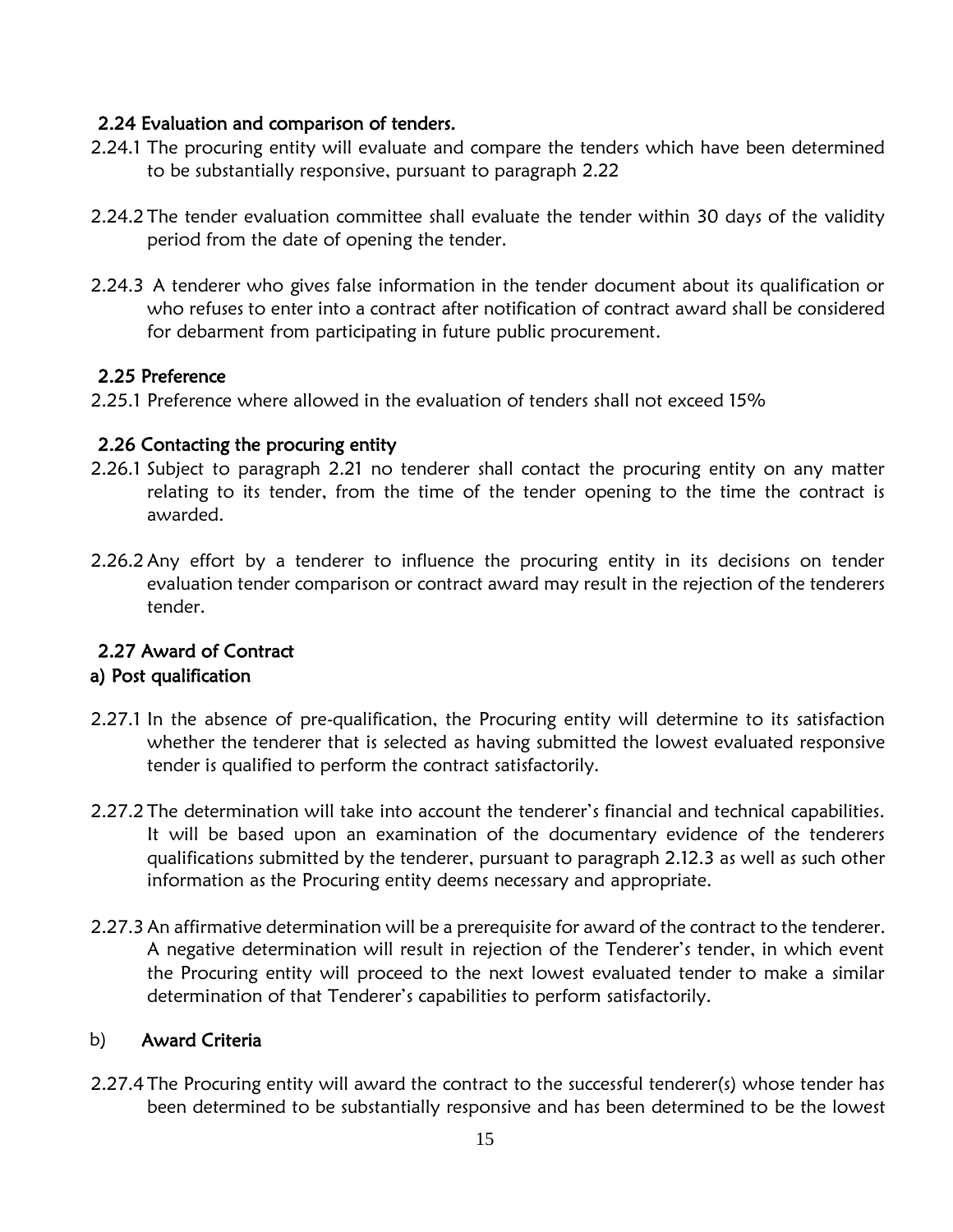## 2.24 Evaluation and comparison of tenders.

2.24.1 The procuring entity will evaluate and compare the tenders which have been determined to be substantially responsive, pursuant to paragraph 2.22

2.24.2 The tender evaluation committee shall evaluate the tender within 30 days of the validity period from the date of opening the tender.

2.24.3 A tenderer who gives false information in the tender document about its qualification or who refuses to enter into a contract after notification of contract award shall be considered for debarment from participating in future public procurement.

## 2.25 Preference

2.25.1 Preference where allowed in the evaluation of tenders shall not exceed 15%

## 2.26 Contacting the procuring entity

2.26.1 Subject to paragraph 2.21 no tenderer shall contact the procuring entity on any matter relating to its tender, from the time of the tender opening to the time the contract is awarded.

2.26.2 Any effort by a tenderer to influence the procuring entity in its decisions on tender evaluation tender comparison or contract award may result in the rejection of the tenderers tender.

## 2.27 Award of Contract

### a) Post qualification

2.27.1 In the absence of pre-qualification, the Procuring entity will determine to its satisfaction whether the tenderer that is selected as having submitted the lowest evaluated responsive tender is qualified to perform the contract satisfactorily.

2.27.2 The determination will take into account the tenderer's financial and technical capabilities. It will be based upon an examination of the documentary evidence of the tenderers qualifications submitted by the tenderer, pursuant to paragraph 2.12.3 as well as such other information as the Procuring entity deems necessary and appropriate.

2.27.3 An affirmative determination will be a prerequisite for award of the contract to the tenderer. A negative determination will result in rejection of the Tenderer's tender, in which event the Procuring entity will proceed to the next lowest evaluated tender to make a similar determination of that Tenderer's capabilities to perform satisfactorily.

### b) Award Criteria

2.27.4 The Procuring entity will award the contract to the successful tenderer(s) whose tender has been determined to be substantially responsive and has been determined to be the lowest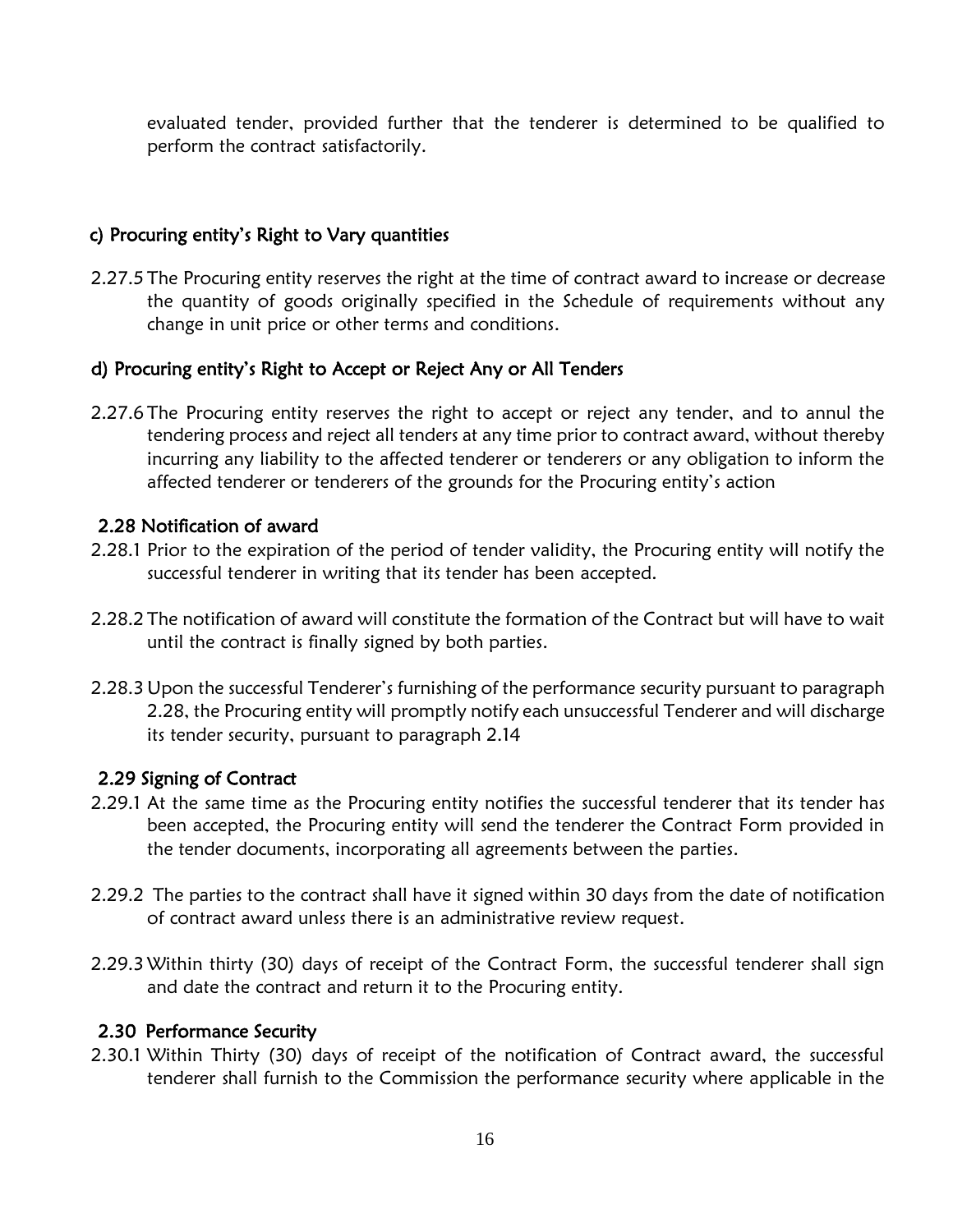evaluated tender, provided further that the tenderer is determined to be qualified to perform the contract satisfactorily.

#### c) Procuring entity's Right to Vary quantities

2.27.5 The Procuring entity reserves the right at the time of contract award to increase or decrease the quantity of goods originally specified in the Schedule of requirements without any change in unit price or other terms and conditions.

#### d) Procuring entity's Right to Accept or Reject Any or All Tenders

2.27.6 The Procuring entity reserves the right to accept or reject any tender, and to annul the tendering process and reject all tenders at any time prior to contract award, without thereby incurring any liability to the affected tenderer or tenderers or any obligation to inform the affected tenderer or tenderers of the grounds for the Procuring entity's action

### 2.28 Notification of award

2.28.1 Prior to the expiration of the period of tender validity, the Procuring entity will notify the successful tenderer in writing that its tender has been accepted.

2.28.2 The notification of award will constitute the formation of the Contract but will have to wait until the contract is finally signed by both parties.

2.28.3 Upon the successful Tenderer's furnishing of the performance security pursuant to paragraph 2.28, the Procuring entity will promptly notify each unsuccessful Tenderer and will discharge its tender security, pursuant to paragraph 2.14

### 2.29 Signing of Contract

2.29.1 At the same time as the Procuring entity notifies the successful tenderer that its tender has been accepted, the Procuring entity will send the tenderer the Contract Form provided in the tender documents, incorporating all agreements between the parties.

2.29.2 The parties to the contract shall have it signed within 30 days from the date of notification of contract award unless there is an administrative review request.

2.29.3 Within thirty (30) days of receipt of the Contract Form, the successful tenderer shall sign and date the contract and return it to the Procuring entity.

### 2.30 Performance Security

2.30.1 Within Thirty (30) days of receipt of the notification of Contract award, the successful tenderer shall furnish to the Commission the performance security where applicable in the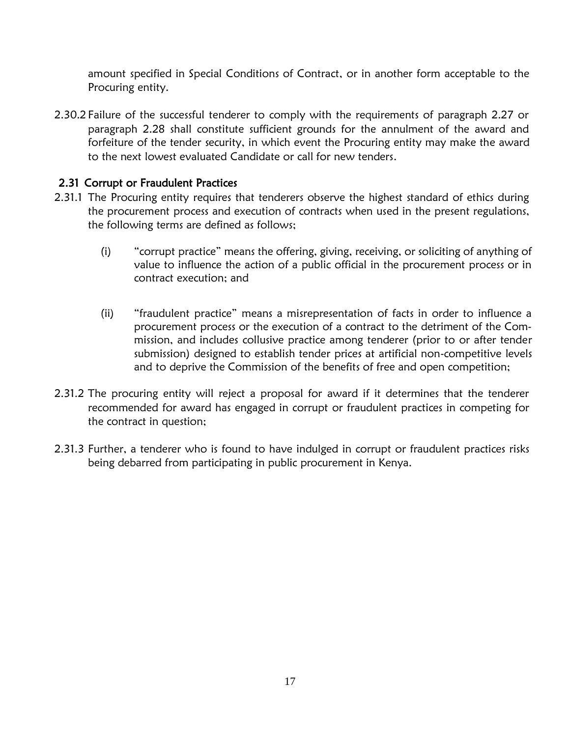amount specified in Special Conditions of Contract, or in another form acceptable to the Procuring entity.

2.30.2 Failure of the successful tenderer to comply with the requirements of paragraph 2.27 or paragraph 2.28 shall constitute sufficient grounds for the annulment of the award and forfeiture of the tender security, in which event the Procuring entity may make the award to the next lowest evaluated Candidate or call for new tenders.

### 2.31 Corrupt or Fraudulent Practices

2.31.1 The Procuring entity requires that tenderers observe the highest standard of ethics during the procurement process and execution of contracts when used in the present regulations, the following terms are defined as follows;

(i) "corrupt practice" means the offering, giving, receiving, or soliciting of anything of value to influence the action of a public official in the procurement process or in contract execution; and

(ii) "fraudulent practice" means a misrepresentation of facts in order to influence a procurement process or the execution of a contract to the detriment of the Commission, and includes collusive practice among tenderer (prior to or after tender submission) designed to establish tender prices at artificial non-competitive levels and to deprive the Commission of the benefits of free and open competition;

2.31.2 The procuring entity will reject a proposal for award if it determines that the tenderer recommended for award has engaged in corrupt or fraudulent practices in competing for the contract in question;

2.31.3 Further, a tenderer who is found to have indulged in corrupt or fraudulent practices risks being debarred from participating in public procurement in Kenya.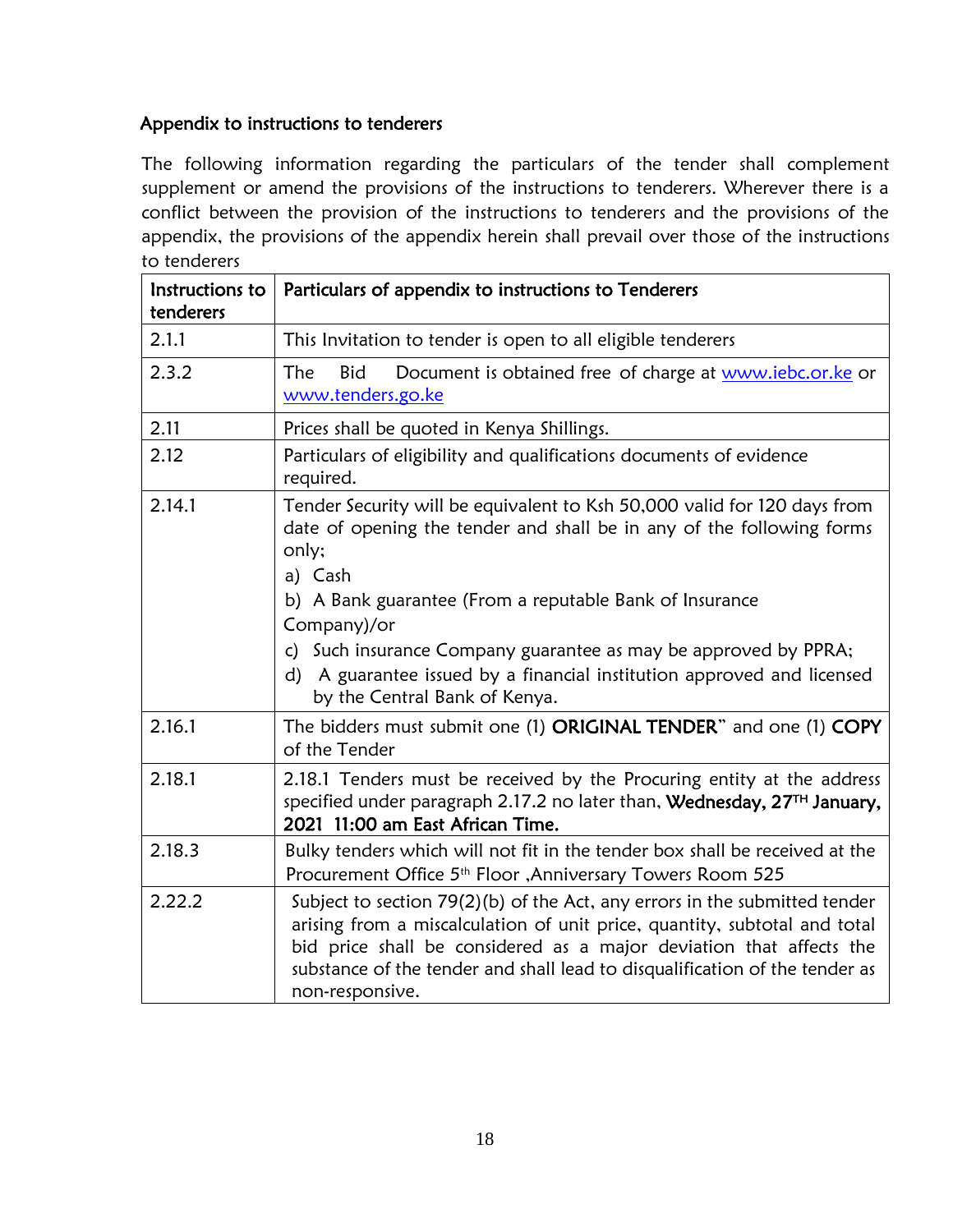## Appendix to instructions to tenderers

The following information regarding the particulars of the tender shall complement supplement or amend the provisions of the instructions to tenderers. Wherever there is a conflict between the provision of the instructions to tenderers and the provisions of the appendix, the provisions of the appendix herein shall prevail over those of the instructions to tenderers

| Instructions to tenderers | Particulars of appendix to instructions to Tenderers |
|---|---|
| 2.1.1 | This Invitation to tender is open to all eligible tenderers |
| 2.3.2 | The Bid Document is obtained free of charge at www.iebc.or.ke or www.tenders.go.ke |
| 2.11 | Prices shall be quoted in Kenya Shillings. |
| 2.12 | Particulars of eligibility and qualifications documents of evidence required. |
| 2.14.1 | Tender Security will be equivalent to Ksh 50,000 valid for 120 days from date of opening the tender and shall be in any of the following forms only;<br>a) Cash<br>b) A Bank guarantee (From a reputable Bank of Insurance Company)/or<br>c) Such insurance Company guarantee as may be approved by PPRA;<br>d) A guarantee issued by a financial institution approved and licensed by the Central Bank of Kenya. |
| 2.16.1 | The bidders must submit one (1) **ORIGINAL TENDER**" and one (1) **COPY** of the Tender |
| 2.18.1 | 2.18.1 Tenders must be received by the Procuring entity at the address specified under paragraph 2.17.2 no later than, **Wednesday, 27TH January, 2021 11:00 am East African Time.** |
| 2.18.3 | Bulky tenders which will not fit in the tender box shall be received at the Procurement Office 5th Floor ,Anniversary Towers Room 525 |
| 2.22.2 | Subject to section 79(2)(b) of the Act, any errors in the submitted tender arising from a miscalculation of unit price, quantity, subtotal and total bid price shall be considered as a major deviation that affects the substance of the tender and shall lead to disqualification of the tender as non-responsive. |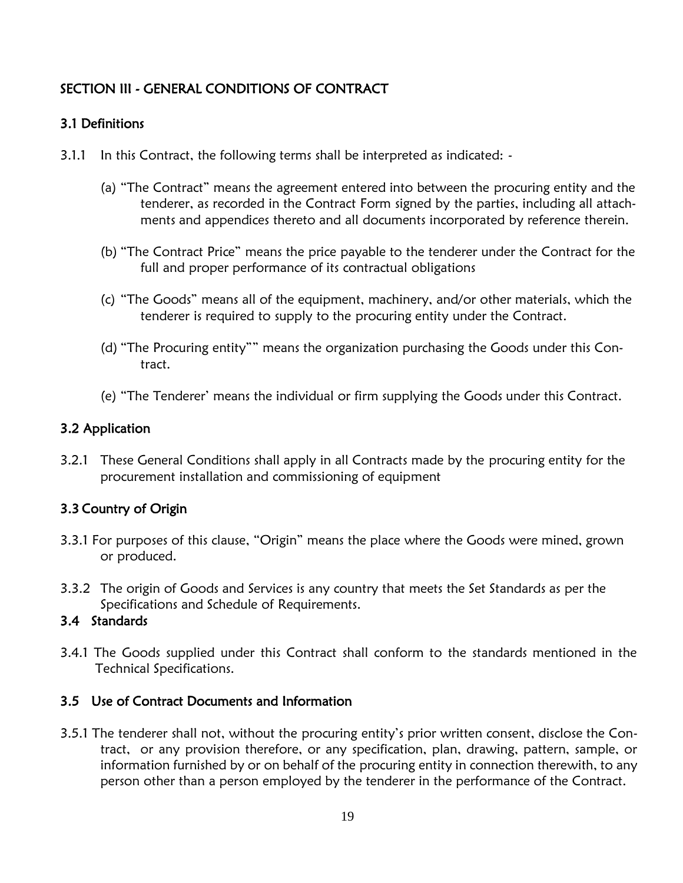## SECTION III - GENERAL CONDITIONS OF CONTRACT

### 3.1 Definitions

3.1.1 In this Contract, the following terms shall be interpreted as indicated: -

(a) "The Contract" means the agreement entered into between the procuring entity and the tenderer, as recorded in the Contract Form signed by the parties, including all attachments and appendices thereto and all documents incorporated by reference therein.

(b) "The Contract Price" means the price payable to the tenderer under the Contract for the full and proper performance of its contractual obligations

(c) "The Goods" means all of the equipment, machinery, and/or other materials, which the tenderer is required to supply to the procuring entity under the Contract.

(d) "The Procuring entity"" means the organization purchasing the Goods under this Contract.

(e) "The Tenderer' means the individual or firm supplying the Goods under this Contract.

### 3.2 Application

3.2.1 These General Conditions shall apply in all Contracts made by the procuring entity for the procurement installation and commissioning of equipment

### 3.3 Country of Origin

3.3.1 For purposes of this clause, "Origin" means the place where the Goods were mined, grown or produced.

3.3.2 The origin of Goods and Services is any country that meets the Set Standards as per the Specifications and Schedule of Requirements.

### 3.4 Standards

3.4.1 The Goods supplied under this Contract shall conform to the standards mentioned in the Technical Specifications.

### 3.5 Use of Contract Documents and Information

3.5.1 The tenderer shall not, without the procuring entity's prior written consent, disclose the Contract, or any provision therefore, or any specification, plan, drawing, pattern, sample, or information furnished by or on behalf of the procuring entity in connection therewith, to any person other than a person employed by the tenderer in the performance of the Contract.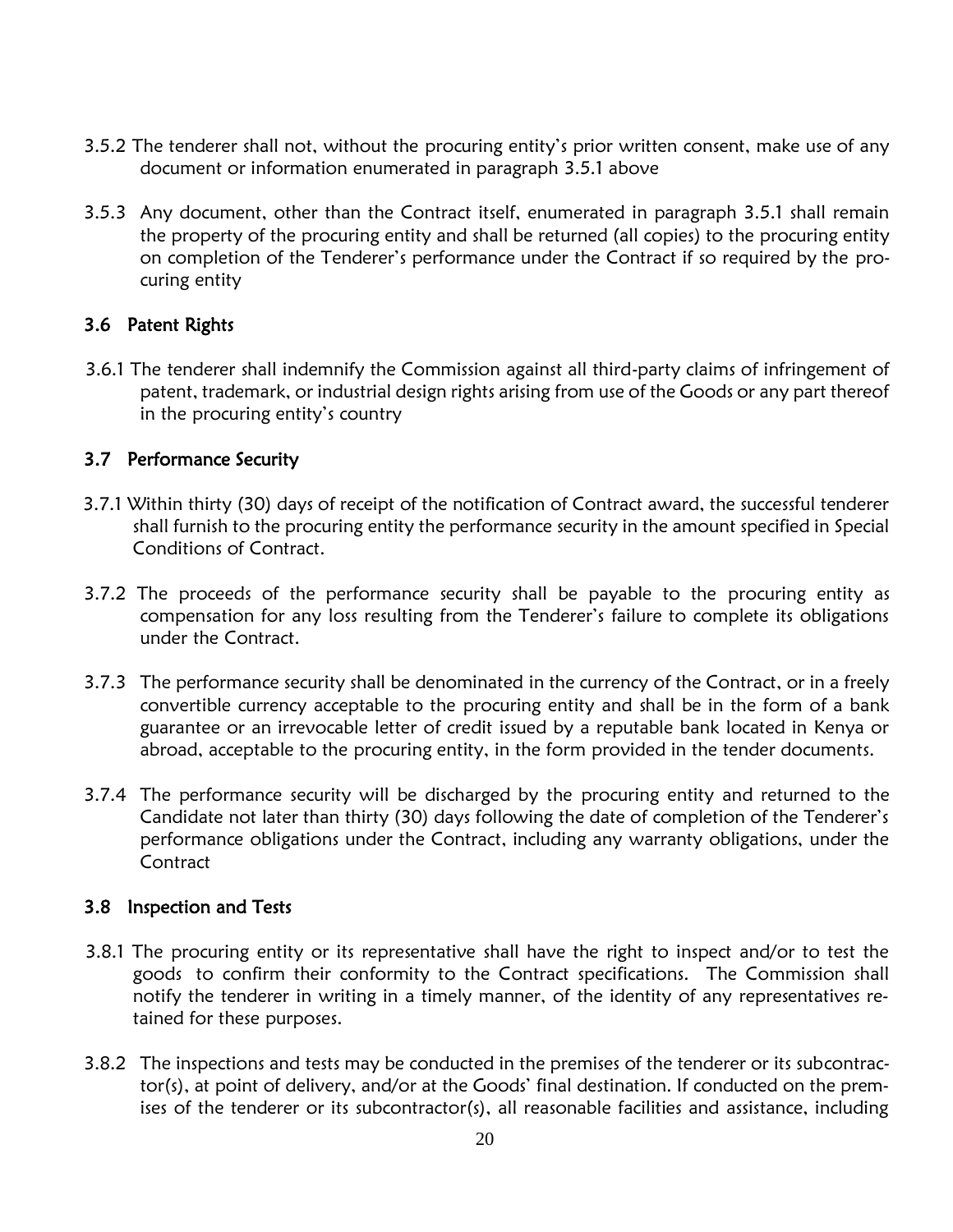3.5.2 The tenderer shall not, without the procuring entity's prior written consent, make use of any document or information enumerated in paragraph 3.5.1 above

3.5.3 Any document, other than the Contract itself, enumerated in paragraph 3.5.1 shall remain the property of the procuring entity and shall be returned (all copies) to the procuring entity on completion of the Tenderer's performance under the Contract if so required by the procuring entity

### 3.6 Patent Rights

3.6.1 The tenderer shall indemnify the Commission against all third-party claims of infringement of patent, trademark, or industrial design rights arising from use of the Goods or any part thereof in the procuring entity's country

### 3.7 Performance Security

3.7.1 Within thirty (30) days of receipt of the notification of Contract award, the successful tenderer shall furnish to the procuring entity the performance security in the amount specified in Special Conditions of Contract.

3.7.2 The proceeds of the performance security shall be payable to the procuring entity as compensation for any loss resulting from the Tenderer's failure to complete its obligations under the Contract.

3.7.3 The performance security shall be denominated in the currency of the Contract, or in a freely convertible currency acceptable to the procuring entity and shall be in the form of a bank guarantee or an irrevocable letter of credit issued by a reputable bank located in Kenya or abroad, acceptable to the procuring entity, in the form provided in the tender documents.

3.7.4 The performance security will be discharged by the procuring entity and returned to the Candidate not later than thirty (30) days following the date of completion of the Tenderer's performance obligations under the Contract, including any warranty obligations, under the Contract

### 3.8 Inspection and Tests

3.8.1 The procuring entity or its representative shall have the right to inspect and/or to test the goods to confirm their conformity to the Contract specifications. The Commission shall notify the tenderer in writing in a timely manner, of the identity of any representatives retained for these purposes.

3.8.2 The inspections and tests may be conducted in the premises of the tenderer or its subcontractor(s), at point of delivery, and/or at the Goods' final destination. If conducted on the premises of the tenderer or its subcontractor(s), all reasonable facilities and assistance, including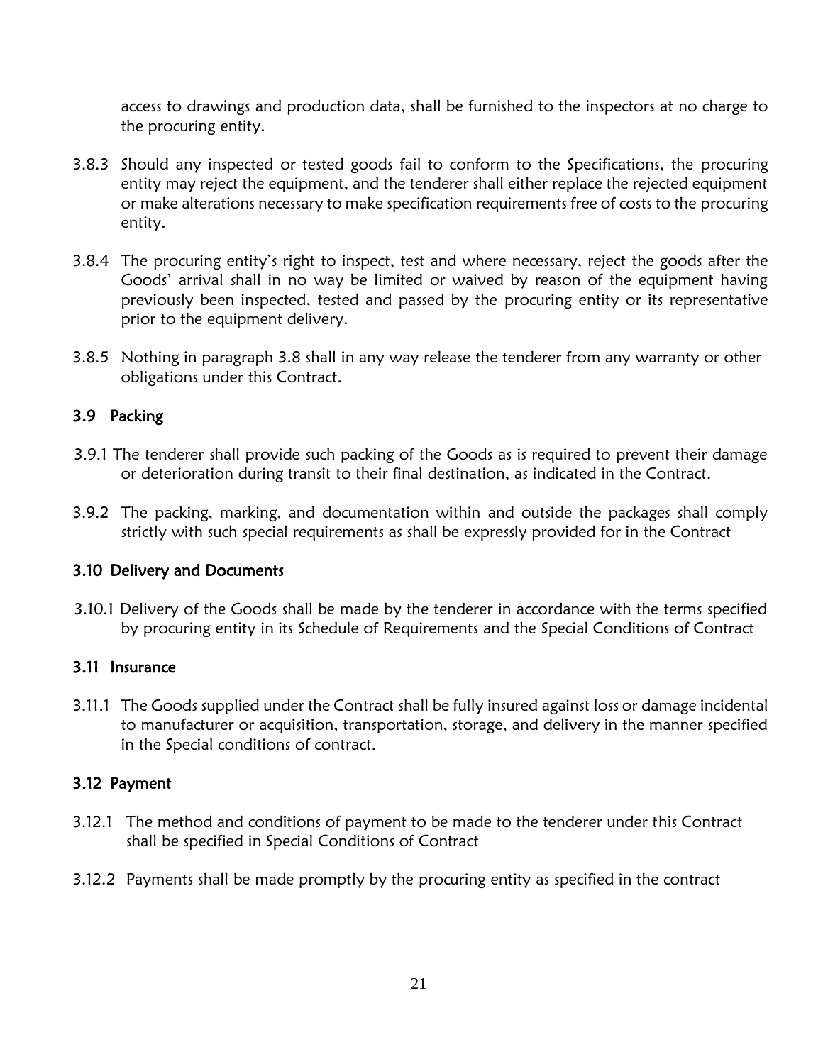access to drawings and production data, shall be furnished to the inspectors at no charge to the procuring entity.

3.8.3 Should any inspected or tested goods fail to conform to the Specifications, the procuring entity may reject the equipment, and the tenderer shall either replace the rejected equipment or make alterations necessary to make specification requirements free of costs to the procuring entity.

3.8.4 The procuring entity's right to inspect, test and where necessary, reject the goods after the Goods' arrival shall in no way be limited or waived by reason of the equipment having previously been inspected, tested and passed by the procuring entity or its representative prior to the equipment delivery.

3.8.5 Nothing in paragraph 3.8 shall in any way release the tenderer from any warranty or other obligations under this Contract.

### 3.9 Packing

3.9.1 The tenderer shall provide such packing of the Goods as is required to prevent their damage or deterioration during transit to their final destination, as indicated in the Contract.

3.9.2 The packing, marking, and documentation within and outside the packages shall comply strictly with such special requirements as shall be expressly provided for in the Contract

### 3.10 Delivery and Documents

3.10.1 Delivery of the Goods shall be made by the tenderer in accordance with the terms specified by procuring entity in its Schedule of Requirements and the Special Conditions of Contract

### 3.11 Insurance

3.11.1 The Goods supplied under the Contract shall be fully insured against loss or damage incidental to manufacturer or acquisition, transportation, storage, and delivery in the manner specified in the Special conditions of contract.

### 3.12 Payment

3.12.1 The method and conditions of payment to be made to the tenderer under this Contract shall be specified in Special Conditions of Contract

3.12.2 Payments shall be made promptly by the procuring entity as specified in the contract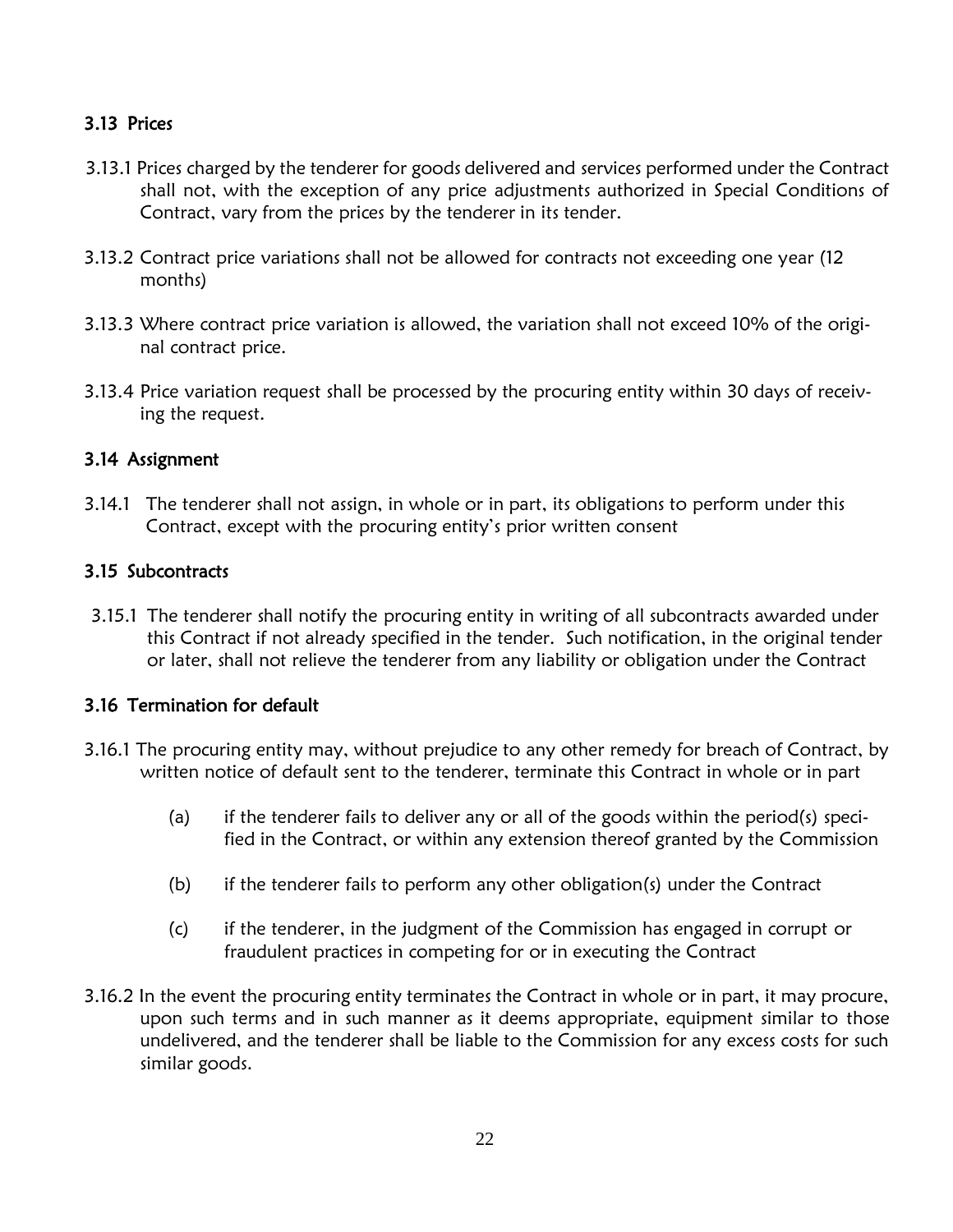### 3.13 Prices

3.13.1 Prices charged by the tenderer for goods delivered and services performed under the Contract shall not, with the exception of any price adjustments authorized in Special Conditions of Contract, vary from the prices by the tenderer in its tender.

3.13.2 Contract price variations shall not be allowed for contracts not exceeding one year (12 months)

3.13.3 Where contract price variation is allowed, the variation shall not exceed 10% of the original contract price.

3.13.4 Price variation request shall be processed by the procuring entity within 30 days of receiving the request.

### 3.14 Assignment

3.14.1 The tenderer shall not assign, in whole or in part, its obligations to perform under this Contract, except with the procuring entity's prior written consent

### 3.15 Subcontracts

3.15.1 The tenderer shall notify the procuring entity in writing of all subcontracts awarded under this Contract if not already specified in the tender. Such notification, in the original tender or later, shall not relieve the tenderer from any liability or obligation under the Contract

### 3.16 Termination for default

3.16.1 The procuring entity may, without prejudice to any other remedy for breach of Contract, by written notice of default sent to the tenderer, terminate this Contract in whole or in part

(a) if the tenderer fails to deliver any or all of the goods within the period(s) specified in the Contract, or within any extension thereof granted by the Commission

(b) if the tenderer fails to perform any other obligation(s) under the Contract

(c) if the tenderer, in the judgment of the Commission has engaged in corrupt or fraudulent practices in competing for or in executing the Contract

3.16.2 In the event the procuring entity terminates the Contract in whole or in part, it may procure, upon such terms and in such manner as it deems appropriate, equipment similar to those undelivered, and the tenderer shall be liable to the Commission for any excess costs for such similar goods.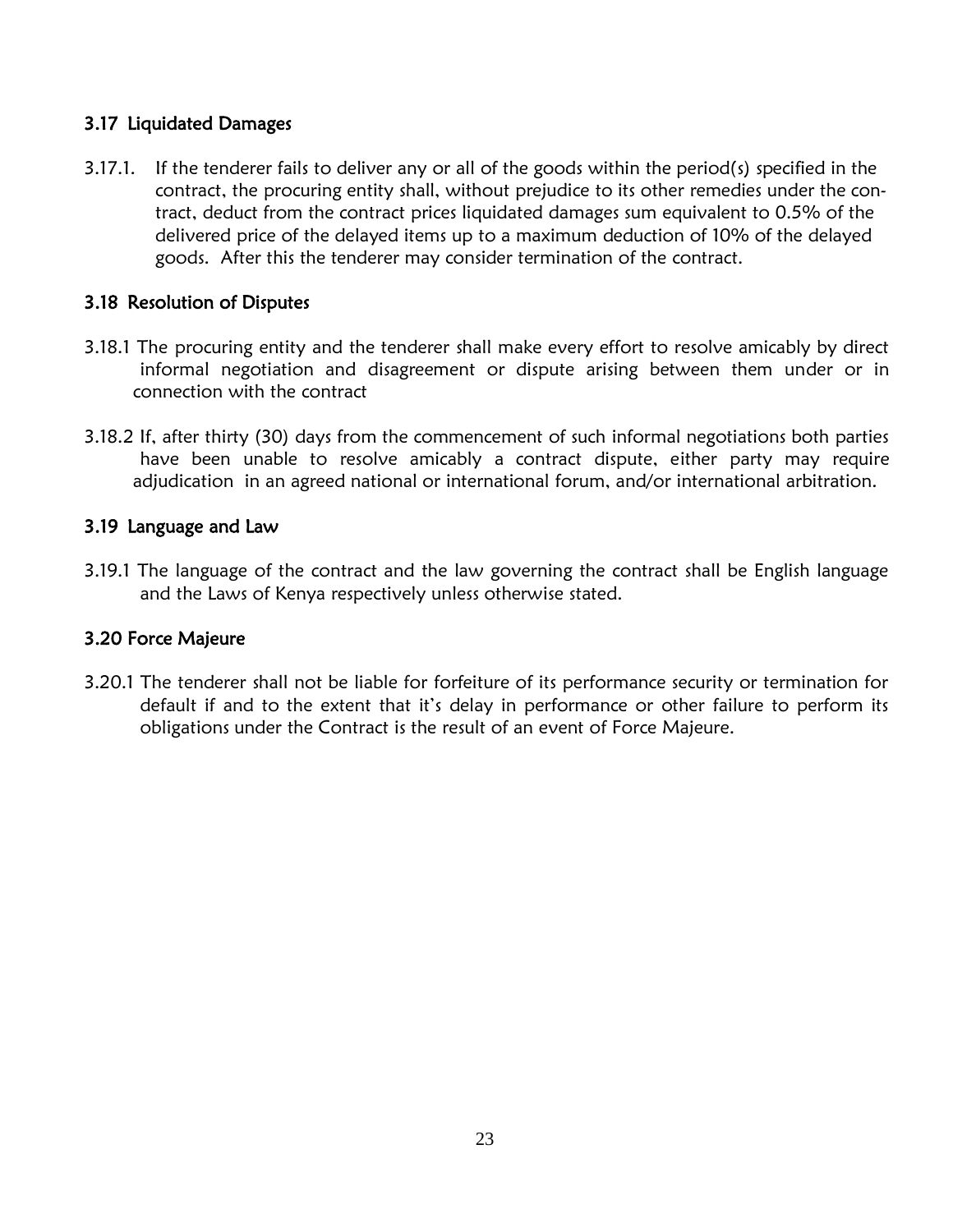### 3.17 Liquidated Damages

3.17.1. If the tenderer fails to deliver any or all of the goods within the period(s) specified in the contract, the procuring entity shall, without prejudice to its other remedies under the contract, deduct from the contract prices liquidated damages sum equivalent to 0.5% of the delivered price of the delayed items up to a maximum deduction of 10% of the delayed goods. After this the tenderer may consider termination of the contract.

### 3.18 Resolution of Disputes

3.18.1 The procuring entity and the tenderer shall make every effort to resolve amicably by direct informal negotiation and disagreement or dispute arising between them under or in connection with the contract

3.18.2 If, after thirty (30) days from the commencement of such informal negotiations both parties have been unable to resolve amicably a contract dispute, either party may require adjudication in an agreed national or international forum, and/or international arbitration.

### 3.19 Language and Law

3.19.1 The language of the contract and the law governing the contract shall be English language and the Laws of Kenya respectively unless otherwise stated.

### 3.20 Force Majeure

3.20.1 The tenderer shall not be liable for forfeiture of its performance security or termination for default if and to the extent that it's delay in performance or other failure to perform its obligations under the Contract is the result of an event of Force Majeure.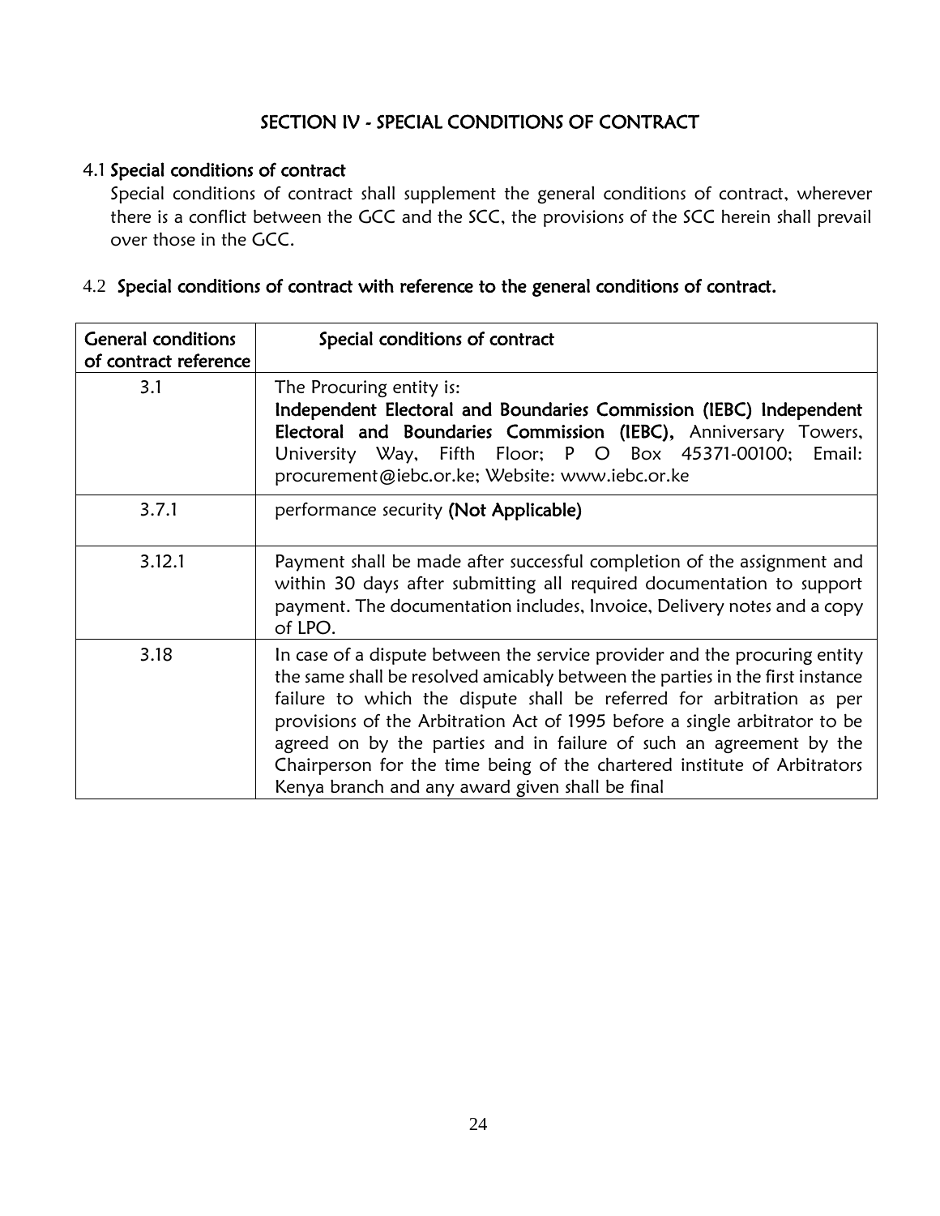## SECTION IV - SPECIAL CONDITIONS OF CONTRACT

### 4.1 Special conditions of contract

Special conditions of contract shall supplement the general conditions of contract, wherever there is a conflict between the GCC and the SCC, the provisions of the SCC herein shall prevail over those in the GCC.

### 4.2 Special conditions of contract with reference to the general conditions of contract.

| General conditions of contract reference | Special conditions of contract |
|---|---|
| 3.1 | The Procuring entity is: **Independent Electoral and Boundaries Commission (IEBC) Independent Electoral and Boundaries Commission (IEBC),** Anniversary Towers, University Way, Fifth Floor; P O Box 45371-00100; Email: procurement@iebc.or.ke; Website: www.iebc.or.ke |
| 3.7.1 | performance security **(Not Applicable)** |
| 3.12.1 | Payment shall be made after successful completion of the assignment and within 30 days after submitting all required documentation to support payment. The documentation includes, Invoice, Delivery notes and a copy of LPO. |
| 3.18 | In case of a dispute between the service provider and the procuring entity the same shall be resolved amicably between the parties in the first instance failure to which the dispute shall be referred for arbitration as per provisions of the Arbitration Act of 1995 before a single arbitrator to be agreed on by the parties and in failure of such an agreement by the Chairperson for the time being of the chartered institute of Arbitrators Kenya branch and any award given shall be final |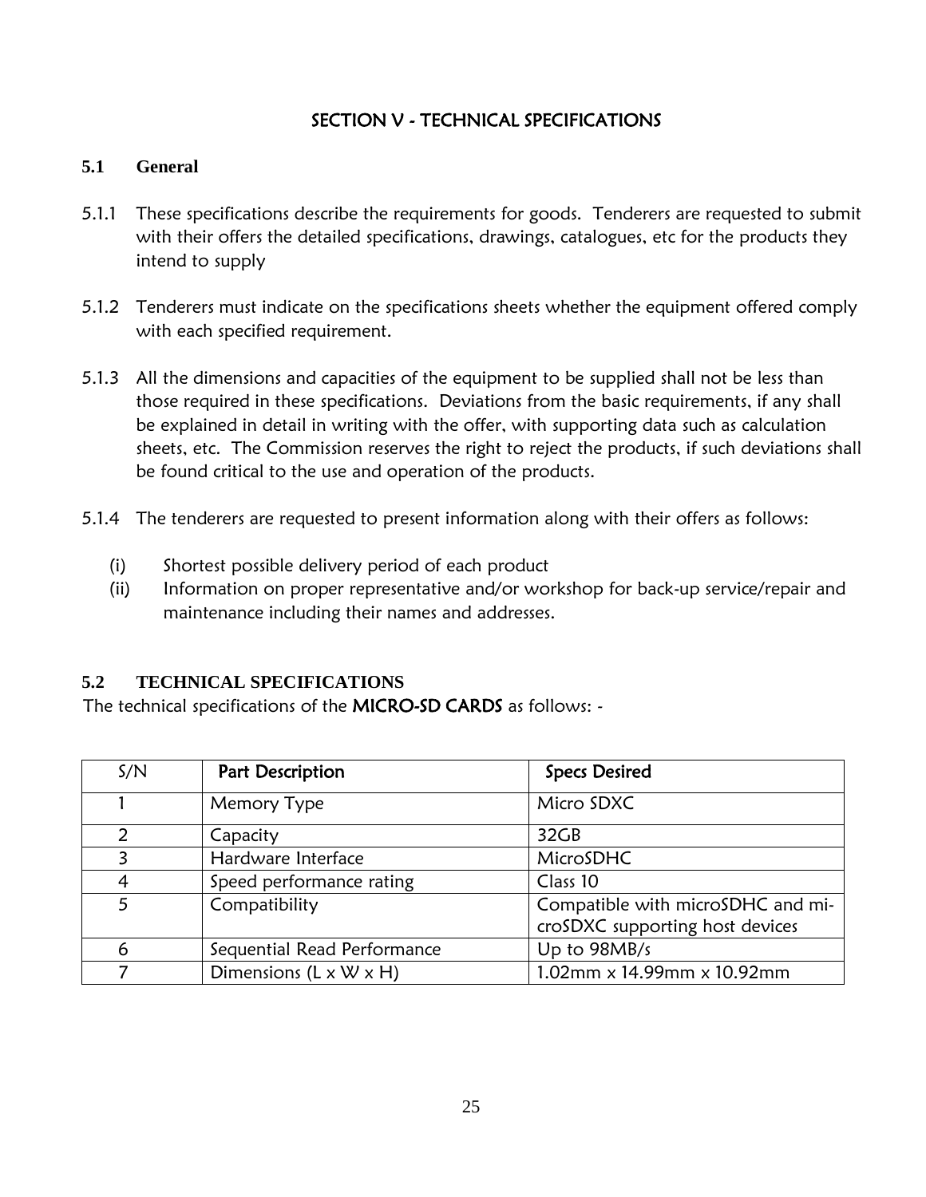# SECTION V - TECHNICAL SPECIFICATIONS

## 5.1 General

5.1.1 These specifications describe the requirements for goods. Tenderers are requested to submit with their offers the detailed specifications, drawings, catalogues, etc for the products they intend to supply

5.1.2 Tenderers must indicate on the specifications sheets whether the equipment offered comply with each specified requirement.

5.1.3 All the dimensions and capacities of the equipment to be supplied shall not be less than those required in these specifications. Deviations from the basic requirements, if any shall be explained in detail in writing with the offer, with supporting data such as calculation sheets, etc. The Commission reserves the right to reject the products, if such deviations shall be found critical to the use and operation of the products.

5.1.4 The tenderers are requested to present information along with their offers as follows:

- (i) Shortest possible delivery period of each product
- (ii) Information on proper representative and/or workshop for back-up service/repair and maintenance including their names and addresses.

## 5.2 TECHNICAL SPECIFICATIONS

The technical specifications of the **MICRO-SD CARDS** as follows: -

| S/N | Part Description | Specs Desired |
|---|---|---|
| 1 | Memory Type | Micro SDXC |
| 2 | Capacity | 32GB |
| 3 | Hardware Interface | MicroSDHC |
| 4 | Speed performance rating | Class 10 |
| 5 | Compatibility | Compatible with microSDHC and microSDXC supporting host devices |
| 6 | Sequential Read Performance | Up to 98MB/s |
| 7 | Dimensions (L x W x H) | 1.02mm x 14.99mm x 10.92mm |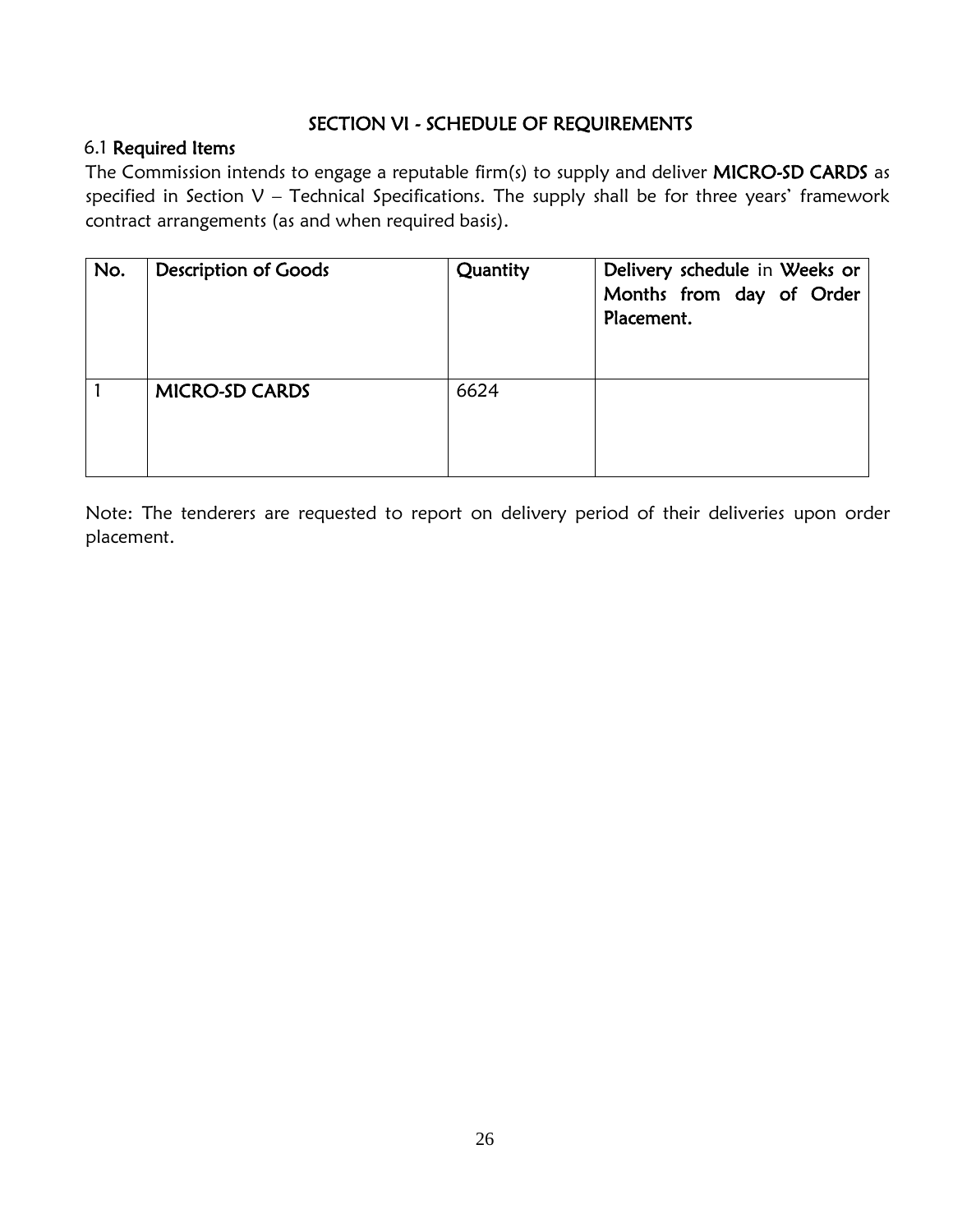## SECTION VI - SCHEDULE OF REQUIREMENTS

### 6.1 Required Items

The Commission intends to engage a reputable firm(s) to supply and deliver **MICRO-SD CARDS** as specified in Section V – Technical Specifications. The supply shall be for three years' framework contract arrangements (as and when required basis).

| No. | Description of Goods | Quantity | Delivery schedule in Weeks or Months from day of Order Placement. |
|---|---|---|---|
| 1 | **MICRO-SD CARDS** | 6624 | |

Note: The tenderers are requested to report on delivery period of their deliveries upon order placement.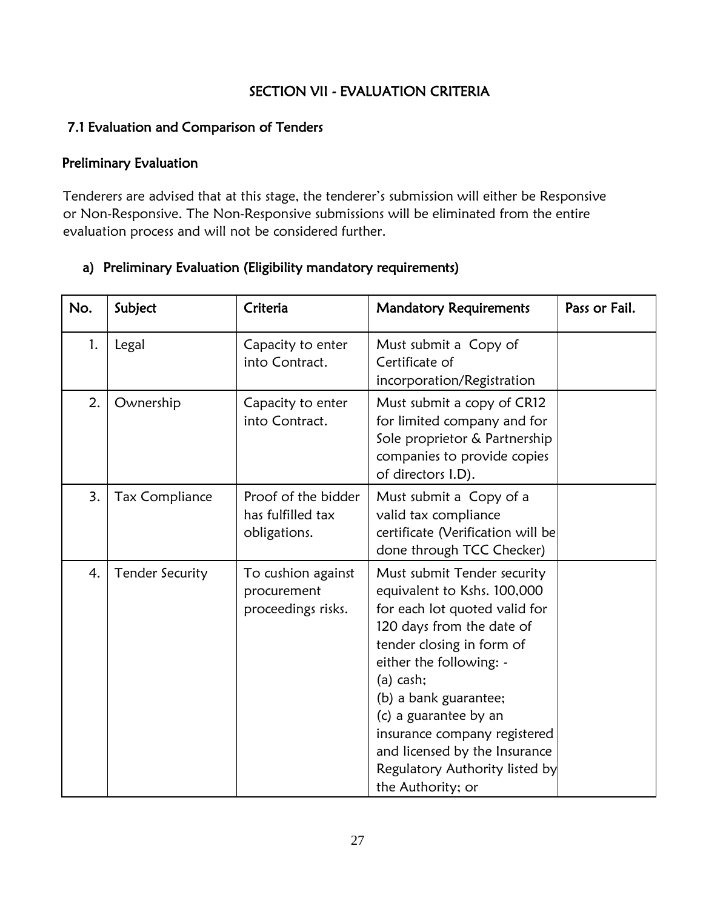## SECTION VII - EVALUATION CRITERIA

### 7.1 Evaluation and Comparison of Tenders

#### Preliminary Evaluation

Tenderers are advised that at this stage, the tenderer's submission will either be Responsive or Non-Responsive. The Non-Responsive submissions will be eliminated from the entire evaluation process and will not be considered further.

a) **Preliminary Evaluation (Eligibility mandatory requirements)**

| No. | Subject | Criteria | Mandatory Requirements | Pass or Fail. |
|---|---|---|---|---|
| 1. | Legal | Capacity to enter into Contract. | Must submit a Copy of Certificate of incorporation/Registration | |
| 2. | Ownership | Capacity to enter into Contract. | Must submit a copy of CR12 for limited company and for Sole proprietor & Partnership companies to provide copies of directors I.D). | |
| 3. | Tax Compliance | Proof of the bidder has fulfilled tax obligations. | Must submit a Copy of a valid tax compliance certificate (Verification will be done through TCC Checker) | |
| 4. | Tender Security | To cushion against procurement proceedings risks. | Must submit Tender security equivalent to Kshs. 100,000 for each lot quoted valid for 120 days from the date of tender closing in form of either the following: -<br>(a) cash;<br>(b) a bank guarantee;<br>(c) a guarantee by an insurance company registered and licensed by the Insurance Regulatory Authority listed by the Authority; or | |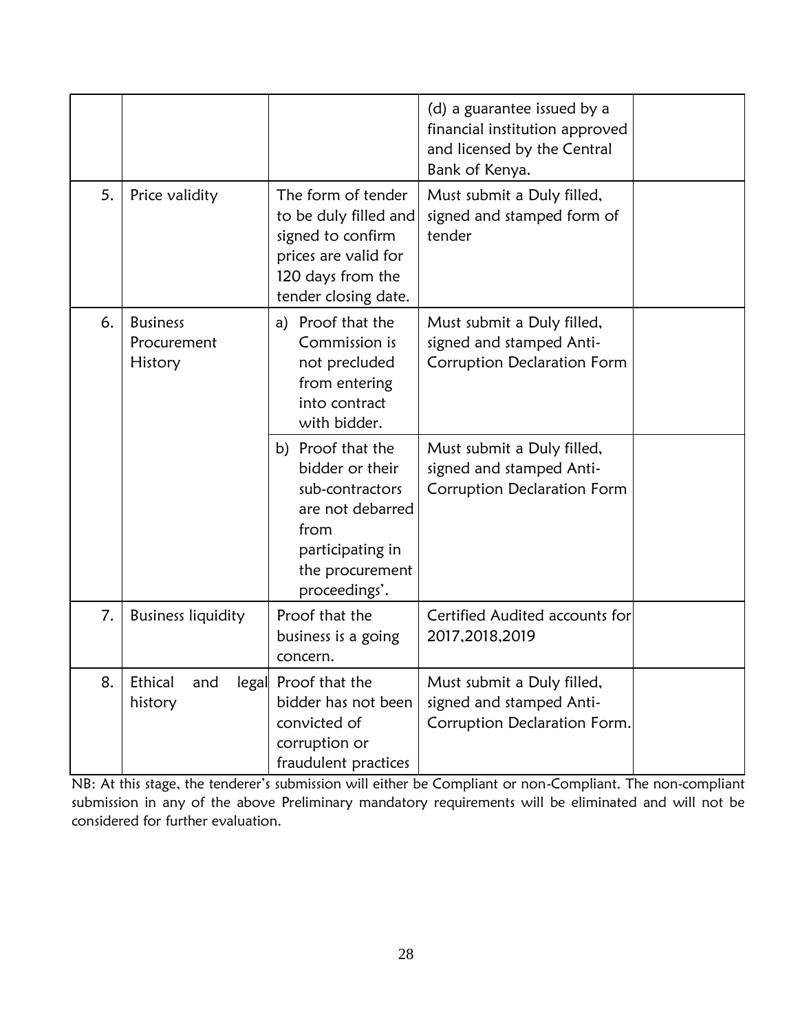| | | | | |
|---|---|---|---|---|
| | | | (d) a guarantee issued by a financial institution approved and licensed by the Central Bank of Kenya. | |
| 5. | Price validity | The form of tender to be duly filled and signed to confirm prices are valid for 120 days from the tender closing date. | Must submit a Duly filled, signed and stamped form of tender | |
| 6. | Business Procurement History | a) Proof that the Commission is not precluded from entering into contract with bidder. | Must submit a Duly filled, signed and stamped Anti-Corruption Declaration Form | |
| | | b) Proof that the bidder or their sub-contractors are not debarred from participating in the procurement proceedings'. | Must submit a Duly filled, signed and stamped Anti-Corruption Declaration Form | |
| 7. | Business liquidity | Proof that the business is a going concern. | Certified Audited accounts for 2017,2018,2019 | |
| 8. | Ethical and legal history | Proof that the bidder has not been convicted of corruption or fraudulent practices | Must submit a Duly filled, signed and stamped Anti-Corruption Declaration Form. | |

NB: At this stage, the tenderer's submission will either be Compliant or non-Compliant. The non-compliant submission in any of the above Preliminary mandatory requirements will be eliminated and will not be considered for further evaluation.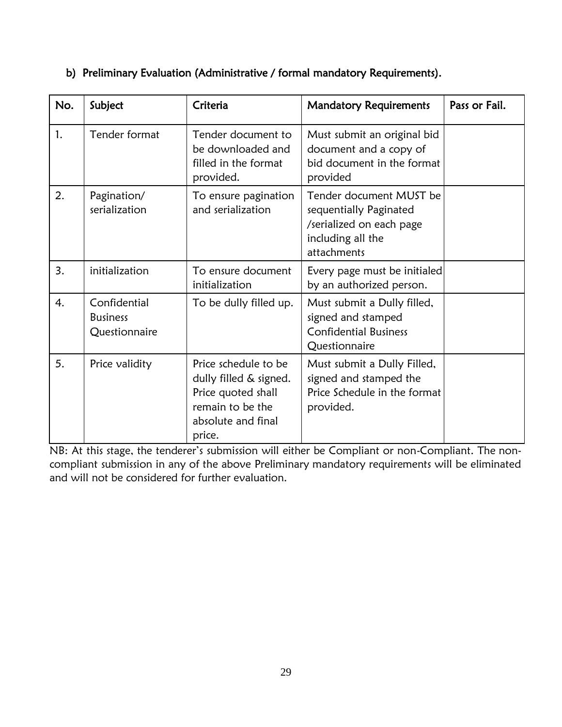### b) Preliminary Evaluation (Administrative / formal mandatory Requirements).

| No. | Subject | Criteria | Mandatory Requirements | Pass or Fail. |
|---|---|---|---|---|
| 1. | Tender format | Tender document to be downloaded and filled in the format provided. | Must submit an original bid document and a copy of bid document in the format provided | |
| 2. | Pagination/ serialization | To ensure pagination and serialization | Tender document MUST be sequentially Paginated /serialized on each page including all the attachments | |
| 3. | initialization | To ensure document initialization | Every page must be initialed by an authorized person. | |
| 4. | Confidential Business Questionnaire | To be dully filled up. | Must submit a Dully filled, signed and stamped Confidential Business Questionnaire | |
| 5. | Price validity | Price schedule to be dully filled & signed. Price quoted shall remain to be the absolute and final price. | Must submit a Dully Filled, signed and stamped the Price Schedule in the format provided. | |

NB: At this stage, the tenderer's submission will either be Compliant or non-Compliant. The non-compliant submission in any of the above Preliminary mandatory requirements will be eliminated and will not be considered for further evaluation.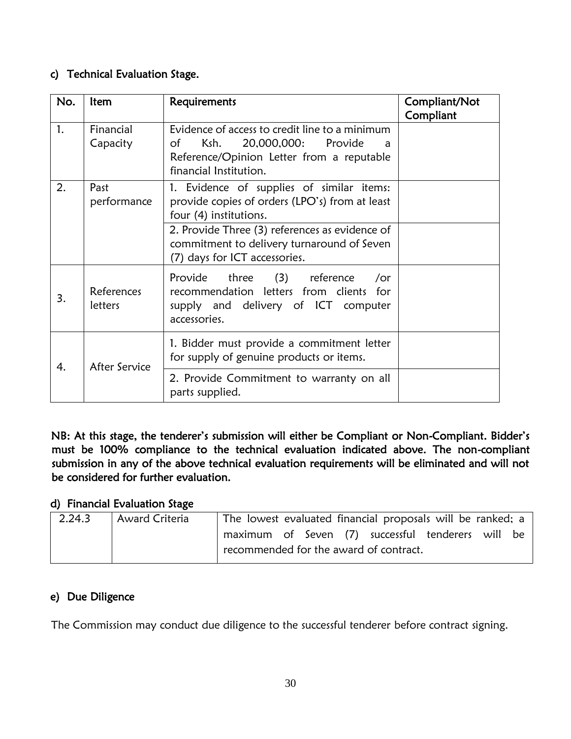### c) Technical Evaluation Stage.

| No. | Item | Requirements | Compliant/Not Compliant |
|---|---|---|---|
| 1. | Financial Capacity | Evidence of access to credit line to a minimum of Ksh. 20,000,000: Provide a Reference/Opinion Letter from a reputable financial Institution. | |
| 2. | Past performance | 1. Evidence of supplies of similar items: provide copies of orders (LPO's) from at least four (4) institutions. | |
| | | 2. Provide Three (3) references as evidence of commitment to delivery turnaround of Seven (7) days for ICT accessories. | |
| 3. | References letters | Provide three (3) reference /or recommendation letters from clients for supply and delivery of ICT computer accessories. | |
| 4. | After Service | 1. Bidder must provide a commitment letter for supply of genuine products or items. | |
| | | 2. Provide Commitment to warranty on all parts supplied. | |

**NB: At this stage, the tenderer's submission will either be Compliant or Non-Compliant. Bidder's must be 100% compliance to the technical evaluation indicated above. The non-compliant submission in any of the above technical evaluation requirements will be eliminated and will not be considered for further evaluation.**

### d) Financial Evaluation Stage

| 2.24.3 | Award Criteria | The lowest evaluated financial proposals will be ranked; a maximum of Seven (7) successful tenderers will be recommended for the award of contract. |
|---|---|---|

### e) Due Diligence

The Commission may conduct due diligence to the successful tenderer before contract signing.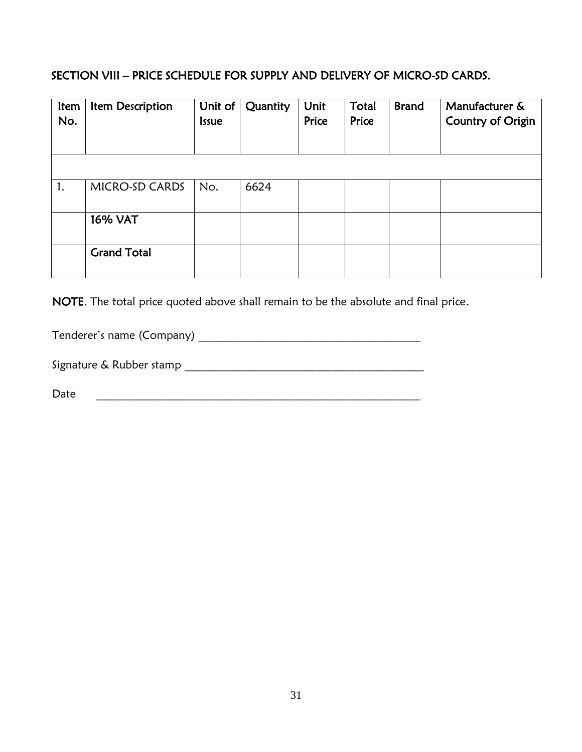## SECTION VIII – PRICE SCHEDULE FOR SUPPLY AND DELIVERY OF MICRO-SD CARDS.

| Item No. | Item Description | Unit of Issue | Quantity | Unit Price | Total Price | Brand | Manufacturer & Country of Origin |
|---|---|---|---|---|---|---|---|
| | | | | | | | |
| 1. | MICRO-SD CARDS | No. | 6624 | | | | |
| | **16% VAT** | | | | | | |
| | **Grand Total** | | | | | | |

**NOTE**. The total price quoted above shall remain to be the absolute and final price.

Tenderer's name (Company) ________________________________________

Signature & Rubber stamp __________________________________________

Date ____________________________________________________________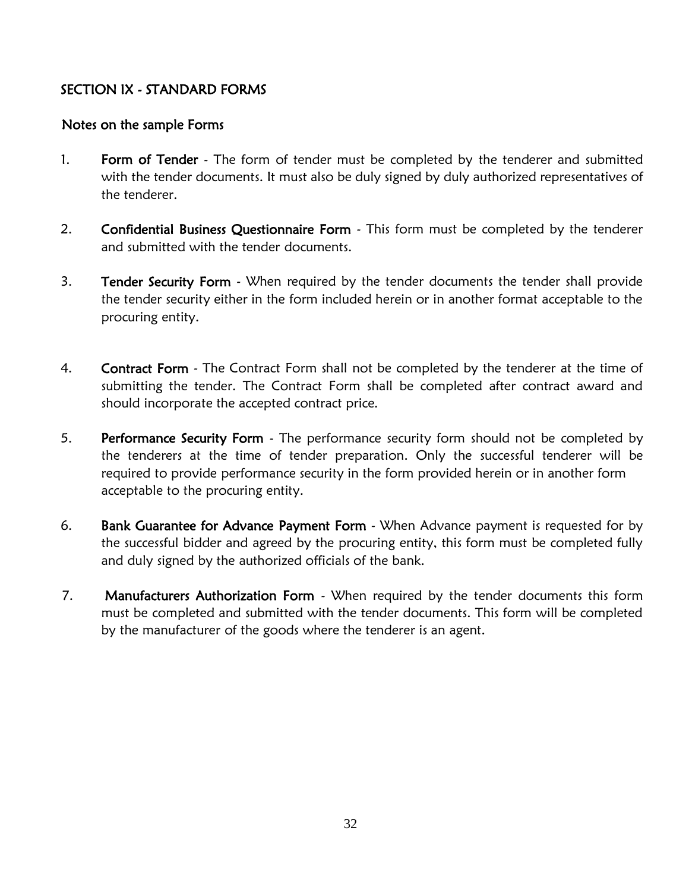## SECTION IX - STANDARD FORMS

### Notes on the sample Forms

1. **Form of Tender** - The form of tender must be completed by the tenderer and submitted with the tender documents. It must also be duly signed by duly authorized representatives of the tenderer.

2. **Confidential Business Questionnaire Form** - This form must be completed by the tenderer and submitted with the tender documents.

3. **Tender Security Form** - When required by the tender documents the tender shall provide the tender security either in the form included herein or in another format acceptable to the procuring entity.

4. **Contract Form** - The Contract Form shall not be completed by the tenderer at the time of submitting the tender. The Contract Form shall be completed after contract award and should incorporate the accepted contract price.

5. **Performance Security Form** - The performance security form should not be completed by the tenderers at the time of tender preparation. Only the successful tenderer will be required to provide performance security in the form provided herein or in another form acceptable to the procuring entity.

6. **Bank Guarantee for Advance Payment Form** - When Advance payment is requested for by the successful bidder and agreed by the procuring entity, this form must be completed fully and duly signed by the authorized officials of the bank.

7. **Manufacturers Authorization Form** - When required by the tender documents this form must be completed and submitted with the tender documents. This form will be completed by the manufacturer of the goods where the tenderer is an agent.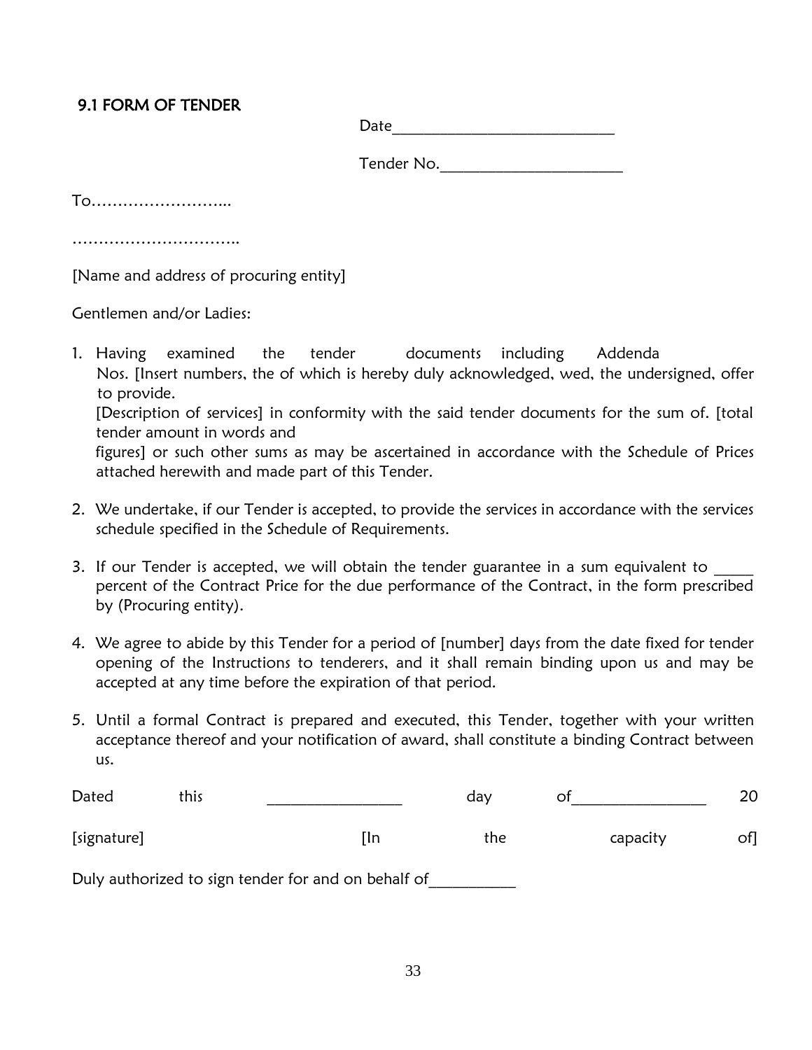## 9.1 FORM OF TENDER

Date___________________________

Tender No.______________________

To……………………...

…………………………..

[Name and address of procuring entity]

Gentlemen and/or Ladies:

1. Having examined the tender documents including Addenda Nos. [Insert numbers, the of which is hereby duly acknowledged, wed, the undersigned, offer to provide.
   [Description of services] in conformity with the said tender documents for the sum of. [total tender amount in words and
   figures] or such other sums as may be ascertained in accordance with the Schedule of Prices attached herewith and made part of this Tender.

2. We undertake, if our Tender is accepted, to provide the services in accordance with the services schedule specified in the Schedule of Requirements.

3. If our Tender is accepted, we will obtain the tender guarantee in a sum equivalent to _____ percent of the Contract Price for the due performance of the Contract, in the form prescribed by (Procuring entity).

4. We agree to abide by this Tender for a period of [number] days from the date fixed for tender opening of the Instructions to tenderers, and it shall remain binding upon us and may be accepted at any time before the expiration of that period.

5. Until a formal Contract is prepared and executed, this Tender, together with your written acceptance thereof and your notification of award, shall constitute a binding Contract between us.

Dated this ________________ day of________________ 20

[signature] [In the capacity of]

Duly authorized to sign tender for and on behalf of__________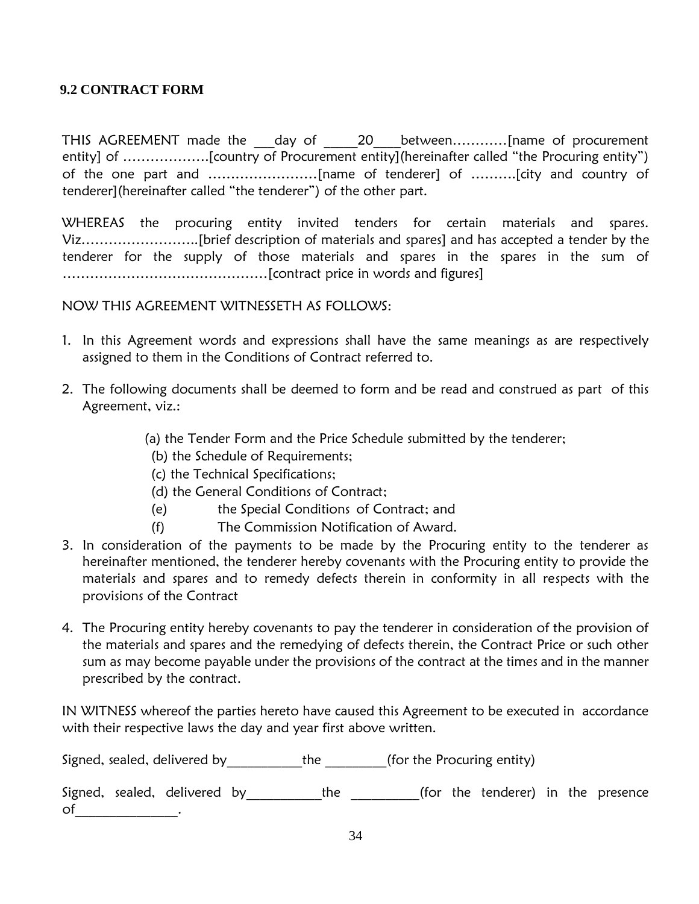**9.2 CONTRACT FORM**

THIS AGREEMENT made the ___day of _____20____between…………[name of procurement entity] of ……………….[country of Procurement entity](hereinafter called "the Procuring entity") of the one part and ……………………[name of tenderer] of ……….[city and country of tenderer](hereinafter called "the tenderer") of the other part.

WHEREAS the procuring entity invited tenders for certain materials and spares. Viz……………………..[brief description of materials and spares] and has accepted a tender by the tenderer for the supply of those materials and spares in the spares in the sum of ………………………………………[contract price in words and figures]

NOW THIS AGREEMENT WITNESSETH AS FOLLOWS:

1. In this Agreement words and expressions shall have the same meanings as are respectively assigned to them in the Conditions of Contract referred to.
2. The following documents shall be deemed to form and be read and construed as part of this Agreement, viz.:

   (a) the Tender Form and the Price Schedule submitted by the tenderer;
   (b) the Schedule of Requirements;
   (c) the Technical Specifications;
   (d) the General Conditions of Contract;
   (e) the Special Conditions of Contract; and
   (f) The Commission Notification of Award.

3. In consideration of the payments to be made by the Procuring entity to the tenderer as hereinafter mentioned, the tenderer hereby covenants with the Procuring entity to provide the materials and spares and to remedy defects therein in conformity in all respects with the provisions of the Contract
4. The Procuring entity hereby covenants to pay the tenderer in consideration of the provision of the materials and spares and the remedying of defects therein, the Contract Price or such other sum as may become payable under the provisions of the contract at the times and in the manner prescribed by the contract.

IN WITNESS whereof the parties hereto have caused this Agreement to be executed in accordance with their respective laws the day and year first above written.

Signed, sealed, delivered by___________the _________(for the Procuring entity)

Signed, sealed, delivered by___________the __________(for the tenderer) in the presence of_______________.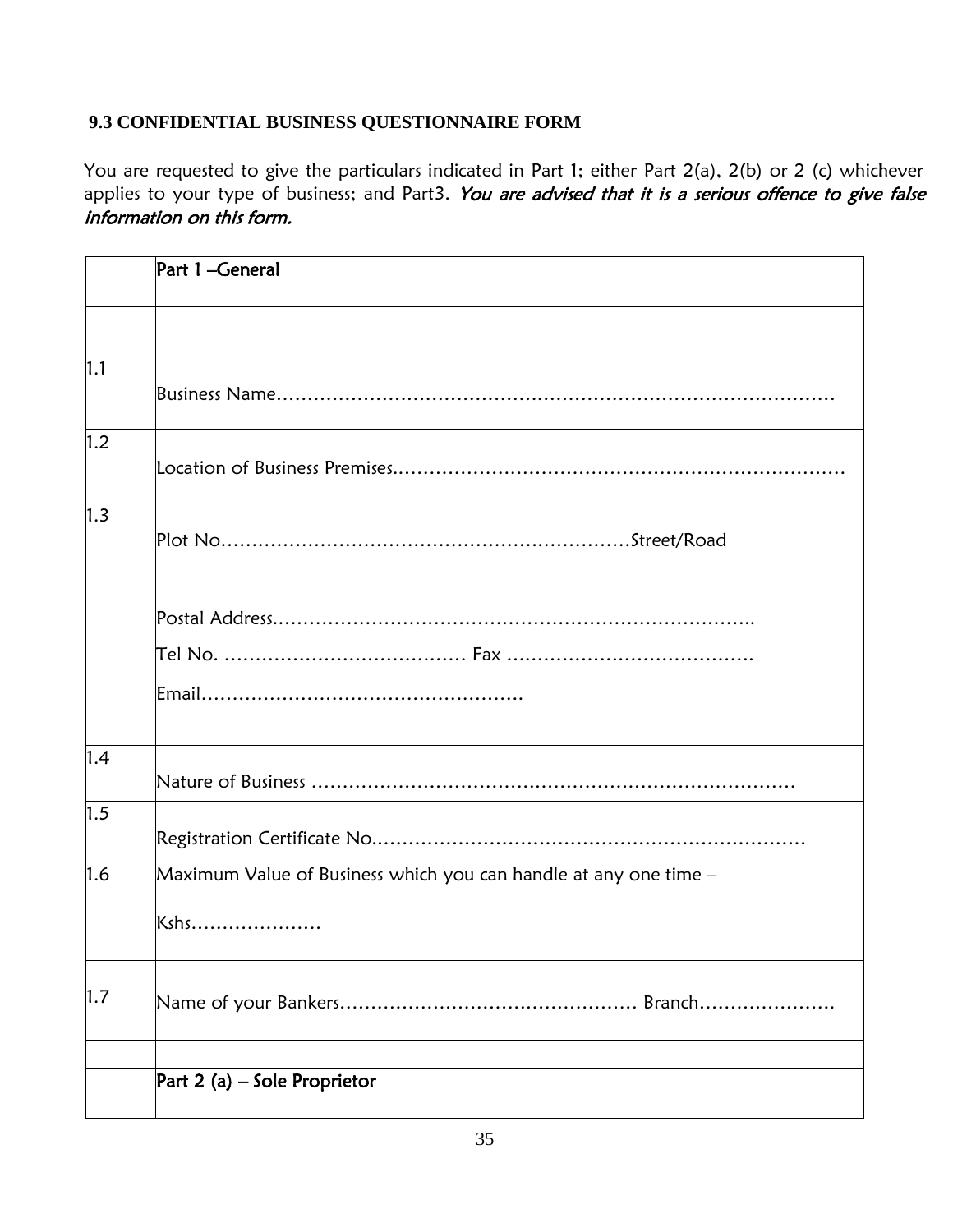**9.3 CONFIDENTIAL BUSINESS QUESTIONNAIRE FORM**

You are requested to give the particulars indicated in Part 1; either Part 2(a), 2(b) or 2 (c) whichever applies to your type of business; and Part3. *You are advised that it is a serious offence to give false information on this form.*

| | Part 1 –General |
|---|---|
| | |
| 1.1 | Business Name……………………………………………………………………………… |
| 1.2 | Location of Business Premises……………………………………………………………… |
| 1.3 | Plot No………………………………………………………Street/Road |
| | Postal Address……………………………………………………………………..<br>Tel No. ………………………………. Fax ……………………………….<br>Email…………………………………………. |
| 1.4 | Nature of Business …………………………………………………………………… |
| 1.5 | Registration Certificate No…………………………………………………………… |
| 1.6 | Maximum Value of Business which you can handle at any one time –<br>Kshs………………… |
| 1.7 | Name of your Bankers………………………………………… Branch…………………. |
| | |
| | Part 2 (a) – Sole Proprietor |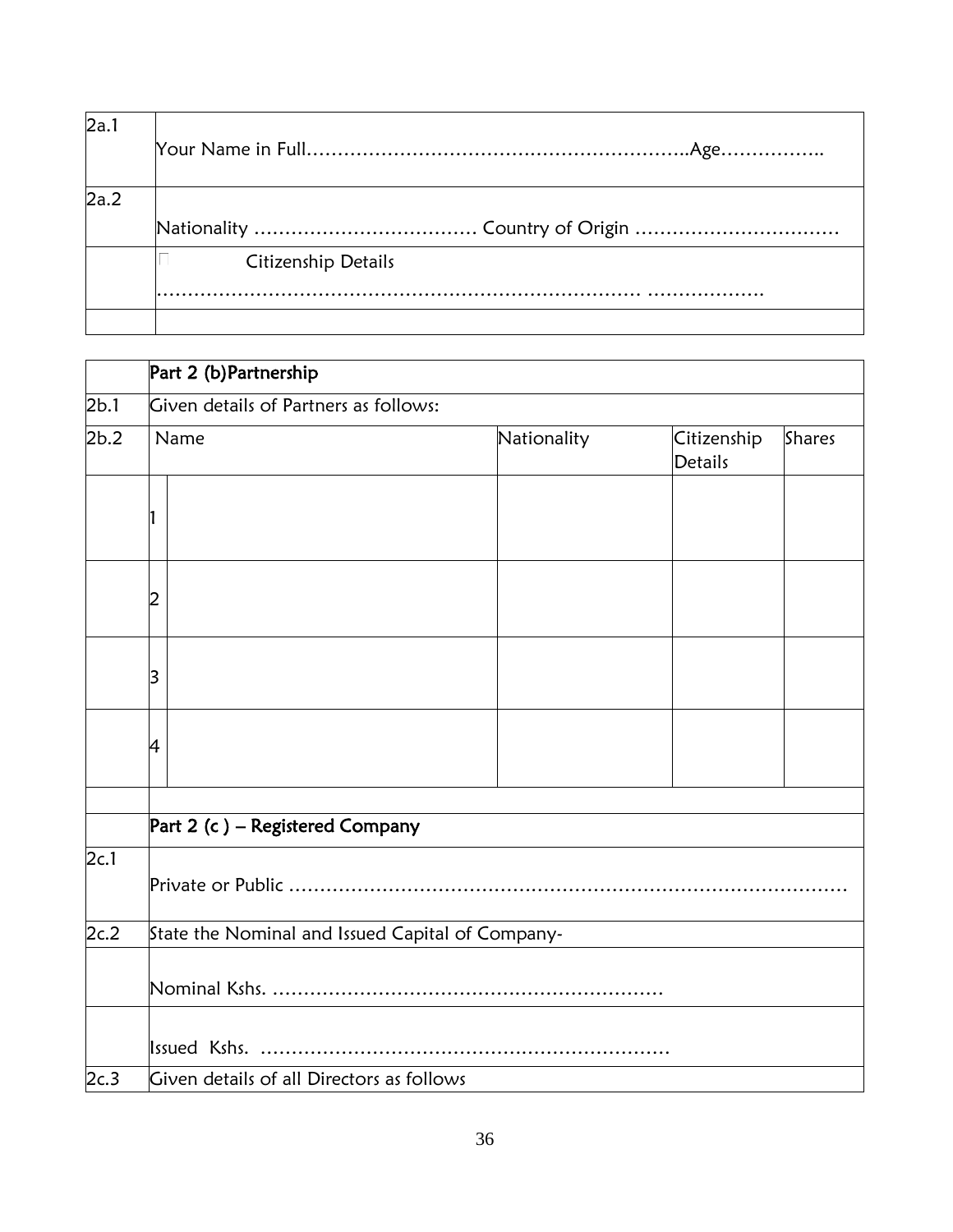| 2a.1 | Your Name in Full…………………………………………………..Age…………….. |
|---|---|
| 2a.2 | Nationality ……………………………… Country of Origin …………………………… |
| | ☐ Citizenship Details ……………………………………………………………… ………………. |
| | |

| | Part 2 (b)Partnership | | | | |
|---|---|---|---|---|---|
| 2b.1 | Given details of Partners as follows: | | | | |
| 2b.2 | Name | | Nationality | Citizenship Details | Shares |
| | 1 | | | | |
| | 2 | | | | |
| | 3 | | | | |
| | 4 | | | | |
| | | | | | |
| | Part 2 (c ) – Registered Company | | | | |
| 2c.1 | Private or Public ……………………………………………………………………………… | | | | |
| 2c.2 | State the Nominal and Issued Capital of Company- | | | | |
| | Nominal Kshs. ……………………………………………………… | | | | |
| | Issued Kshs. ………………………………………………………… | | | | |
| 2c.3 | Given details of all Directors as follows | | | | |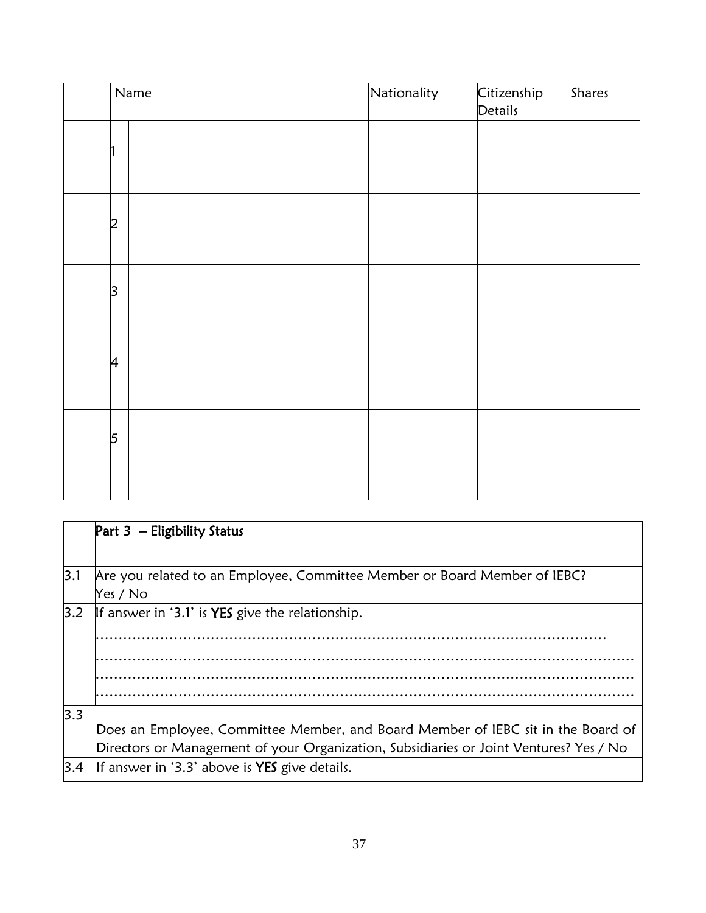| | | Name | Nationality | Citizenship Details | Shares |
|---|---|---|---|---|---|
| | 1 | | | | |
| | 2 | | | | |
| | 3 | | | | |
| | 4 | | | | |
| | 5 | | | | |

| | **Part 3 – Eligibility Status** |
|---|---|
| | |
| 3.1 | Are you related to an Employee, Committee Member or Board Member of IEBC? Yes / No |
| 3.2 | If answer in '3.1' is **YES** give the relationship. ……………………………………………………………………………………………… ……………………………………………………………………………………………… ……………………………………………………………………………………………… ……………………………………………………………………………………………… |
| 3.3 | Does an Employee, Committee Member, and Board Member of IEBC sit in the Board of Directors or Management of your Organization, Subsidiaries or Joint Ventures? Yes / No |
| 3.4 | If answer in '3.3' above is **YES** give details. |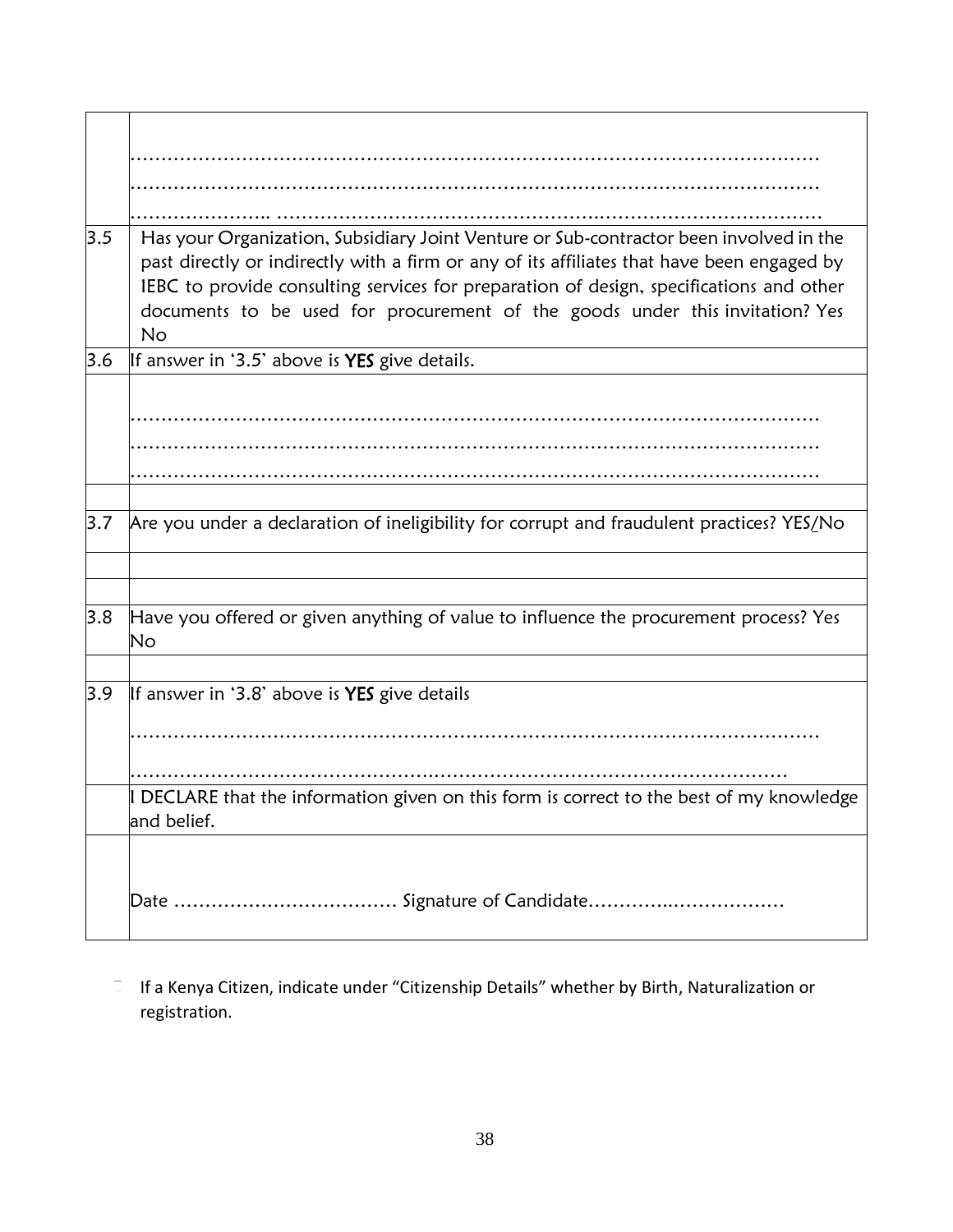| | |
|---|---|
| | ………………………………………………………………………………………………… ………………………………………………………………………………………………… ………………….. …………………………………………………………………………… |
| 3.5 | Has your Organization, Subsidiary Joint Venture or Sub-contractor been involved in the past directly or indirectly with a firm or any of its affiliates that have been engaged by IEBC to provide consulting services for preparation of design, specifications and other documents to be used for procurement of the goods under this invitation? Yes No |
| 3.6 | If answer in '3.5' above is **YES** give details. |
| | ………………………………………………………………………………………………… ………………………………………………………………………………………………… ………………………………………………………………………………………………… |
| | |
| 3.7 | Are you under a declaration of ineligibility for corrupt and fraudulent practices? YES/No |
| | |
| | |
| 3.8 | Have you offered or given anything of value to influence the procurement process? Yes No |
| | |
| 3.9 | If answer in '3.8' above is **YES** give details<br><br>…………………………………………………………………………………………………<br><br>……………………………………………………………………………………………… |
| | I DECLARE that the information given on this form is correct to the best of my knowledge and belief. |
| | Date ……………………………… Signature of Candidate…………..……………… |

If a Kenya Citizen, indicate under "Citizenship Details" whether by Birth, Naturalization or registration.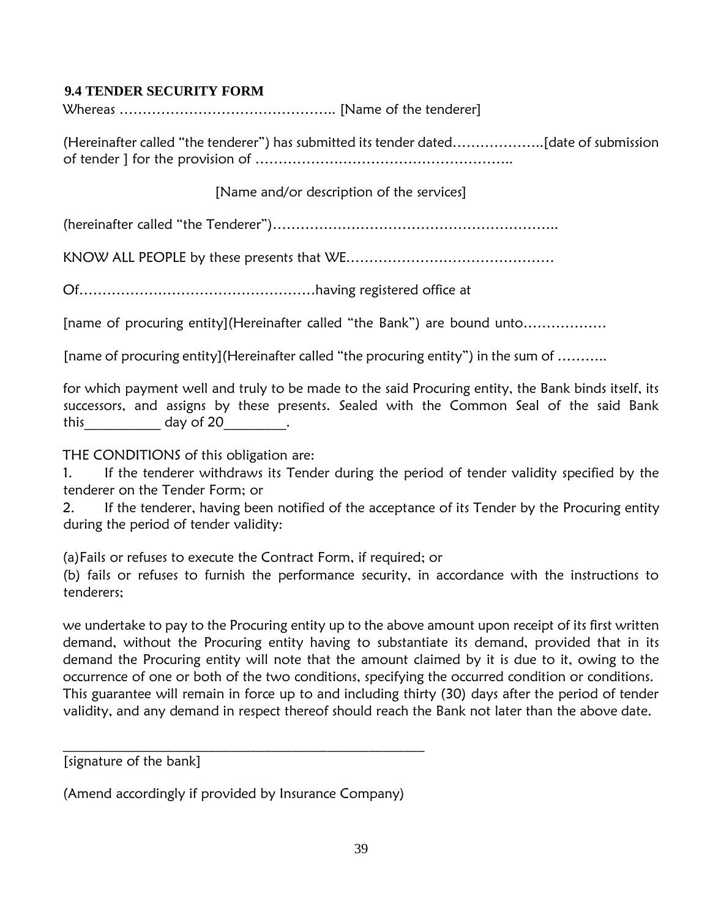**9.4 TENDER SECURITY FORM**

Whereas ……………………………………….. [Name of the tenderer]

(Hereinafter called "the tenderer") has submitted its tender dated……………….[date of submission of tender ] for the provision of ………………………………………………..

[Name and/or description of the services]

(hereinafter called "the Tenderer")……………………………………………………..

KNOW ALL PEOPLE by these presents that WE………………………………………

Of……………………………………………having registered office at

[name of procuring entity](Hereinafter called "the Bank") are bound unto………………

[name of procuring entity](Hereinafter called "the procuring entity") in the sum of ………..

for which payment well and truly to be made to the said Procuring entity, the Bank binds itself, its successors, and assigns by these presents. Sealed with the Common Seal of the said Bank this__________ day of 20________.

THE CONDITIONS of this obligation are:

1. If the tenderer withdraws its Tender during the period of tender validity specified by the tenderer on the Tender Form; or
2. If the tenderer, having been notified of the acceptance of its Tender by the Procuring entity during the period of tender validity:

(a) Fails or refuses to execute the Contract Form, if required; or
(b) fails or refuses to furnish the performance security, in accordance with the instructions to tenderers;

we undertake to pay to the Procuring entity up to the above amount upon receipt of its first written demand, without the Procuring entity having to substantiate its demand, provided that in its demand the Procuring entity will note that the amount claimed by it is due to it, owing to the occurrence of one or both of the two conditions, specifying the occurred condition or conditions. This guarantee will remain in force up to and including thirty (30) days after the period of tender validity, and any demand in respect thereof should reach the Bank not later than the above date.

_______________________________________________________

[signature of the bank]

(Amend accordingly if provided by Insurance Company)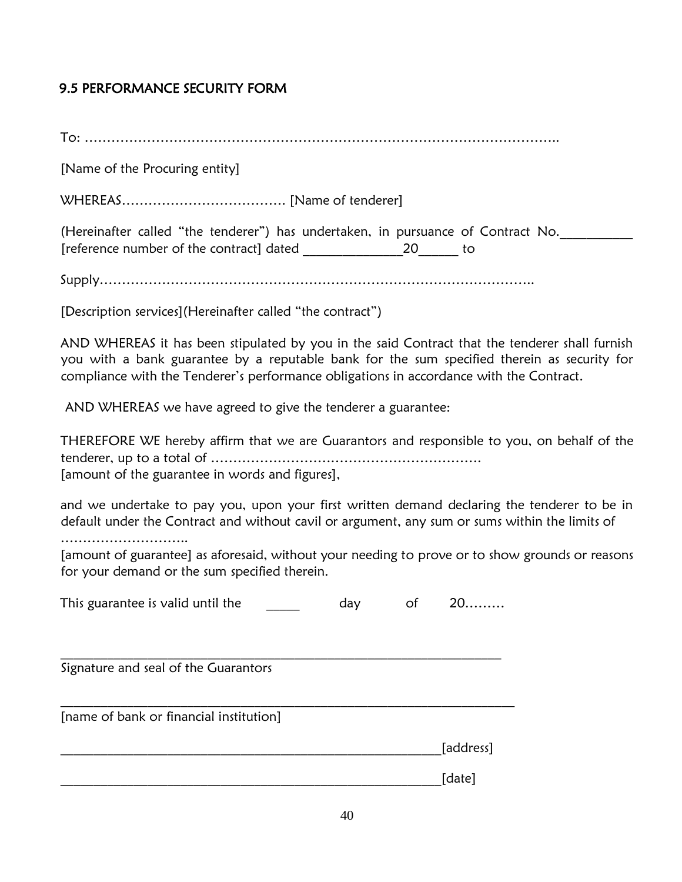## 9.5 PERFORMANCE SECURITY FORM

To: ……………………………………………………………………………………………..

[Name of the Procuring entity]

WHEREAS………………………………. [Name of tenderer]

(Hereinafter called "the tenderer") has undertaken, in pursuance of Contract No.__________ [reference number of the contract] dated ______________20______ to

Supply……………………………………………………………………………………..

[Description services](Hereinafter called "the contract")

AND WHEREAS it has been stipulated by you in the said Contract that the tenderer shall furnish you with a bank guarantee by a reputable bank for the sum specified therein as security for compliance with the Tenderer's performance obligations in accordance with the Contract.

AND WHEREAS we have agreed to give the tenderer a guarantee:

THEREFORE WE hereby affirm that we are Guarantors and responsible to you, on behalf of the tenderer, up to a total of ……………………………………………………
[amount of the guarantee in words and figures],

and we undertake to pay you, upon your first written demand declaring the tenderer to be in default under the Contract and without cavil or argument, any sum or sums within the limits of ………………………..
[amount of guarantee] as aforesaid, without your needing to prove or to show grounds or reasons for your demand or the sum specified therein.

This guarantee is valid until the _____ day of 20………

_______________________________________________________________
Signature and seal of the Guarantors

_______________________________________________________________
[name of bank or financial institution]

_______________________________________________________[address]

_______________________________________________________[date]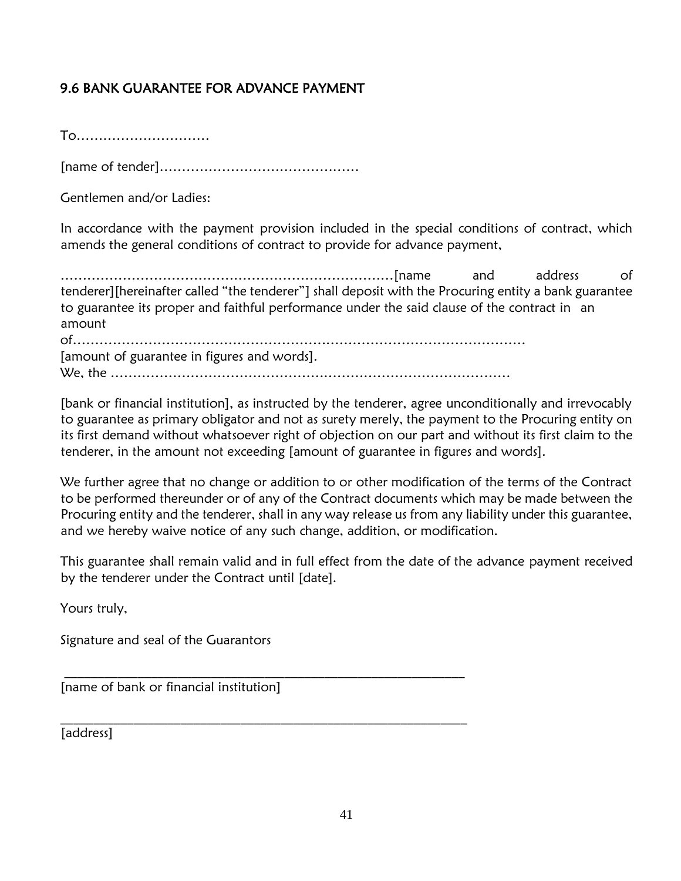## 9.6 BANK GUARANTEE FOR ADVANCE PAYMENT

To…………………………

[name of tender]………………………………………

Gentlemen and/or Ladies:

In accordance with the payment provision included in the special conditions of contract, which amends the general conditions of contract to provide for advance payment,

…………………………………………………………………[name and address of tenderer][hereinafter called "the tenderer"] shall deposit with the Procuring entity a bank guarantee to guarantee its proper and faithful performance under the said clause of the contract in an amount of……………………………………………………………………………………… [amount of guarantee in figures and words].

We, the ………………………………………………………………………………

[bank or financial institution], as instructed by the tenderer, agree unconditionally and irrevocably to guarantee as primary obligator and not as surety merely, the payment to the Procuring entity on its first demand without whatsoever right of objection on our part and without its first claim to the tenderer, in the amount not exceeding [amount of guarantee in figures and words].

We further agree that no change or addition to or other modification of the terms of the Contract to be performed thereunder or of any of the Contract documents which may be made between the Procuring entity and the tenderer, shall in any way release us from any liability under this guarantee, and we hereby waive notice of any such change, addition, or modification.

This guarantee shall remain valid and in full effect from the date of the advance payment received by the tenderer under the Contract until [date].

Yours truly,

Signature and seal of the Guarantors

\_\_\_\_\_\_\_\_\_\_\_\_\_\_\_\_\_\_\_\_\_\_\_\_\_\_\_\_\_\_\_\_\_\_\_\_\_\_\_\_\_\_\_\_\_\_\_\_\_\_\_\_\_\_\_\_\_\_\_\_\_\_

[name of bank or financial institution]

\_\_\_\_\_\_\_\_\_\_\_\_\_\_\_\_\_\_\_\_\_\_\_\_\_\_\_\_\_\_\_\_\_\_\_\_\_\_\_\_\_\_\_\_\_\_\_\_\_\_\_\_\_\_\_\_\_\_\_\_\_\_

[address]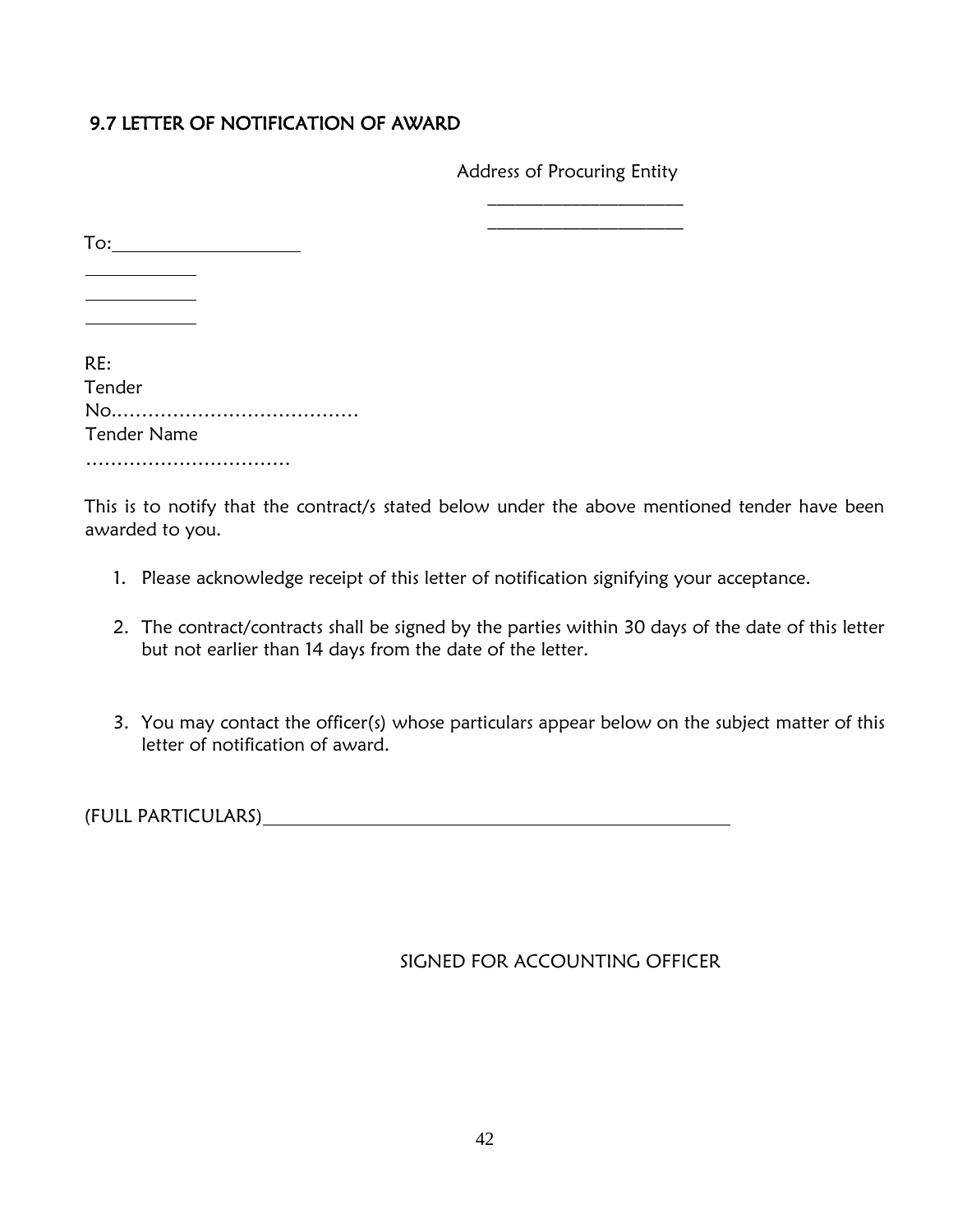## 9.7 LETTER OF NOTIFICATION OF AWARD

Address of Procuring Entity

_____________________

_____________________

To:___________________

___________

___________

___________

RE:
Tender
No.…………………………………
Tender Name
……………………………

This is to notify that the contract/s stated below under the above mentioned tender have been awarded to you.

1. Please acknowledge receipt of this letter of notification signifying your acceptance.
2. The contract/contracts shall be signed by the parties within 30 days of the date of this letter but not earlier than 14 days from the date of the letter.
3. You may contact the officer(s) whose particulars appear below on the subject matter of this letter of notification of award.

(FULL PARTICULARS)__________________________________________________

SIGNED FOR ACCOUNTING OFFICER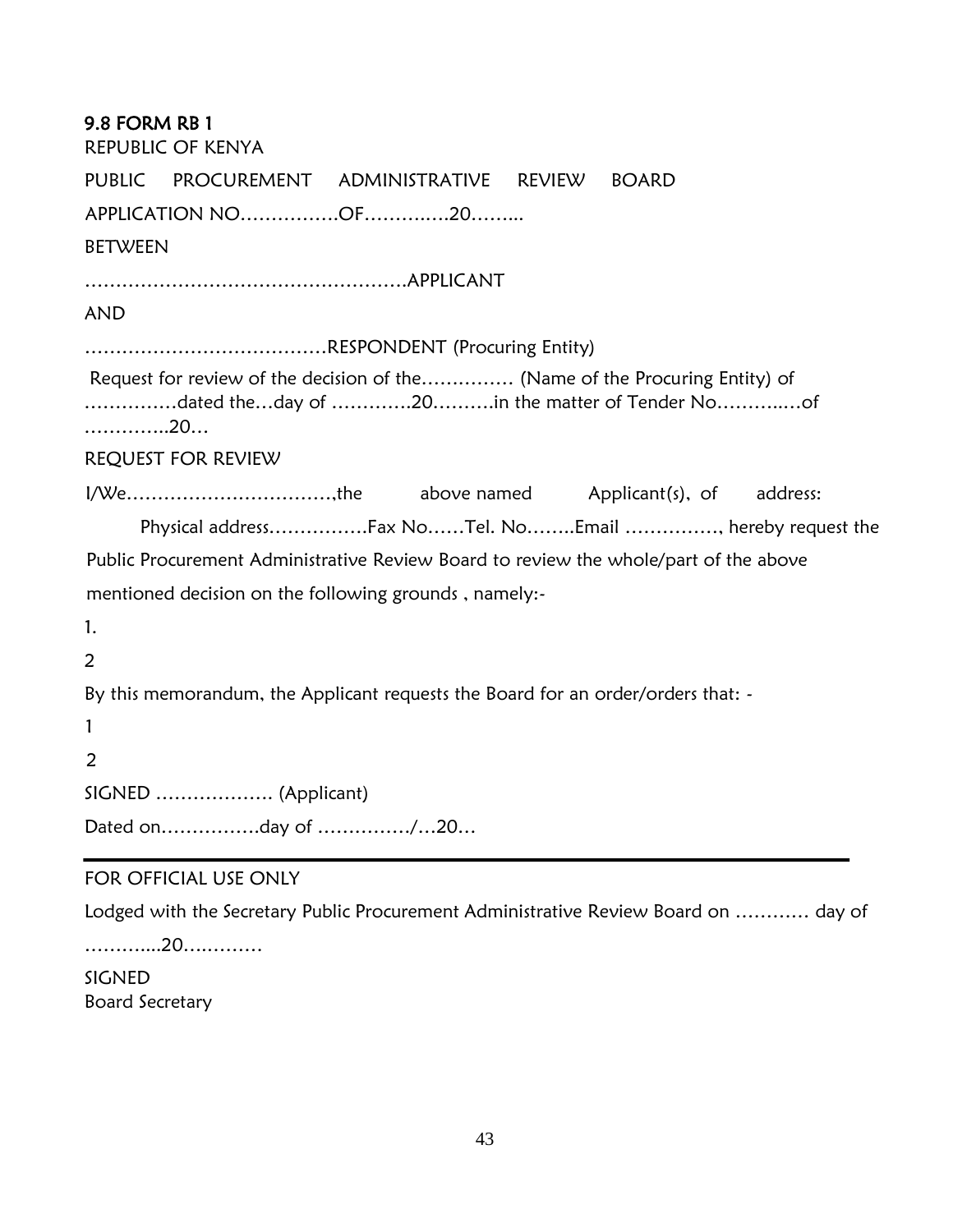**9.8 FORM RB 1**

REPUBLIC OF KENYA

PUBLIC PROCUREMENT ADMINISTRATIVE REVIEW BOARD

APPLICATION NO…………….OF……….….20……..

BETWEEN

…………………………………………….APPLICANT

AND

…………………………………RESPONDENT (Procuring Entity)

Request for review of the decision of the…………… (Name of the Procuring Entity) of ……………dated the…day of ………….20……….in the matter of Tender No………..…of …………..20…

REQUEST FOR REVIEW

I/We……………………………,the above named Applicant(s), of address: Physical address…………….Fax No……Tel. No……..Email ……………, hereby request the Public Procurement Administrative Review Board to review the whole/part of the above mentioned decision on the following grounds , namely:-

1.

2

By this memorandum, the Applicant requests the Board for an order/orders that: -

1

2

SIGNED ………………. (Applicant)

Dated on…………….day of ……………/…20…

---

FOR OFFICIAL USE ONLY

Lodged with the Secretary Public Procurement Administrative Review Board on ………… day of ………....20….………

SIGNED

Board Secretary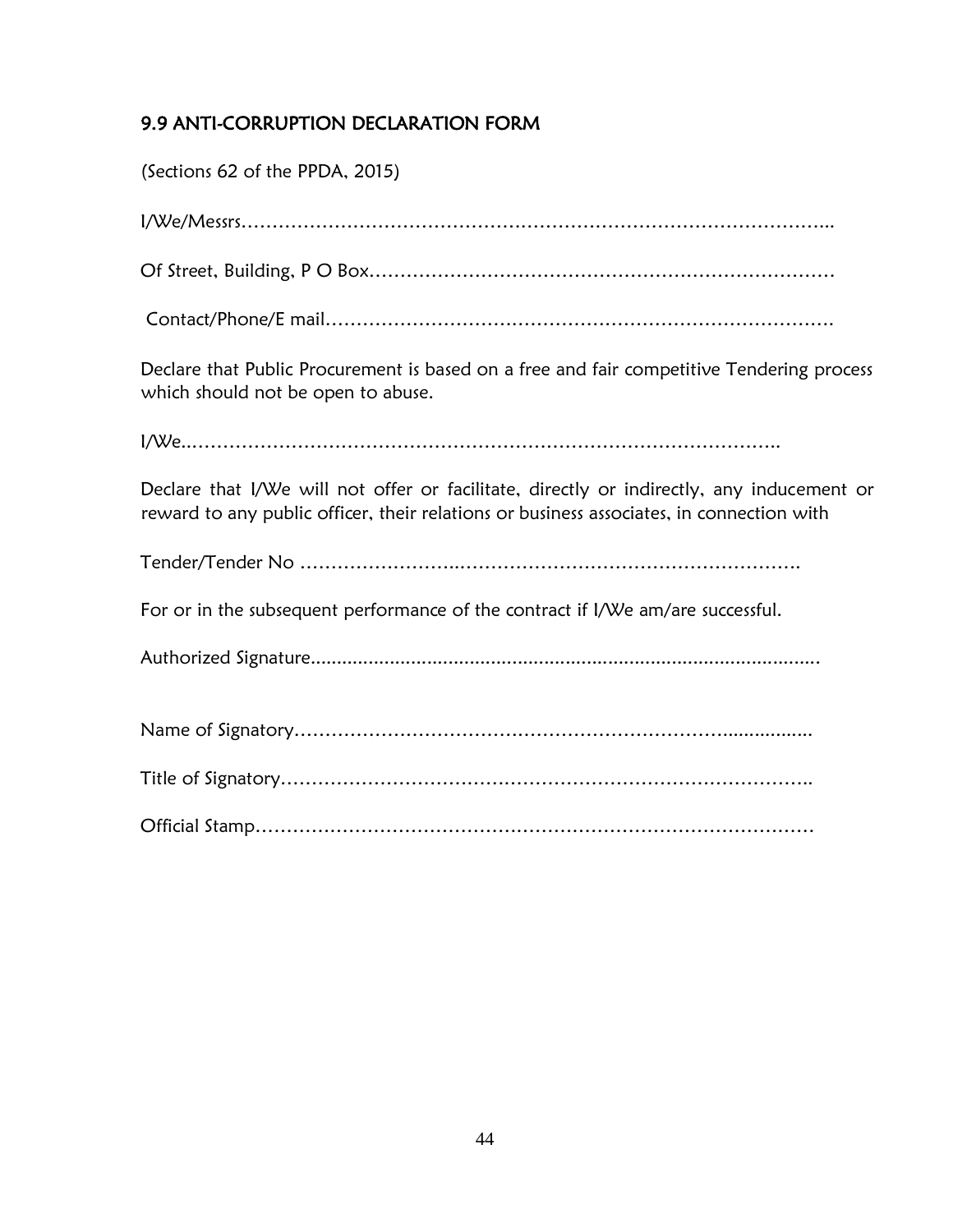## 9.9 ANTI-CORRUPTION DECLARATION FORM

(Sections 62 of the PPDA, 2015)

I/We/Messrs……………………………………………………………………………………...

Of Street, Building, P O Box…………………………………………………………………

Contact/Phone/E mail…………………………………………………………………………

Declare that Public Procurement is based on a free and fair competitive Tendering process which should not be open to abuse.

I/We..……………………………………………………………………………………..

Declare that I/We will not offer or facilitate, directly or indirectly, any inducement or reward to any public officer, their relations or business associates, in connection with

Tender/Tender No ……………………………………………………………………….

For or in the subsequent performance of the contract if I/We am/are successful.

Authorized Signature..............................................................................................

Name of Signatory…………………………………………………………….................

Title of Signatory…………………………………………………………………………..

Official Stamp………………………………………………………………………………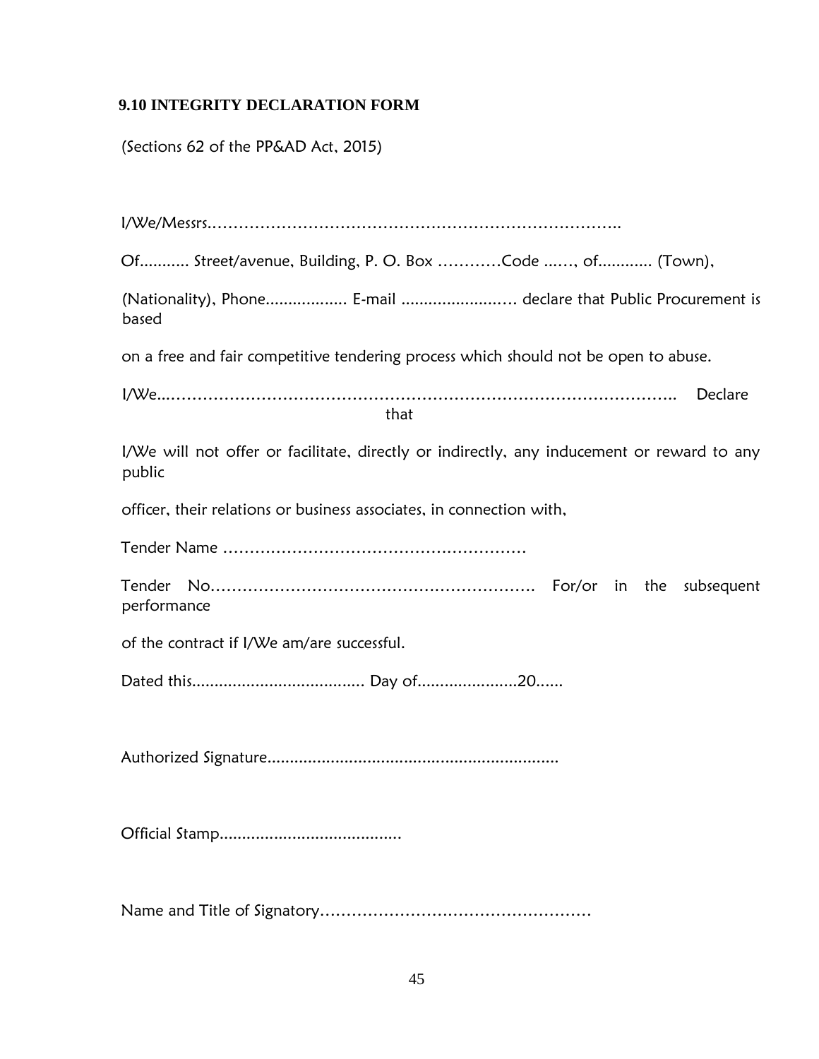### 9.10 INTEGRITY DECLARATION FORM

(Sections 62 of the PP&AD Act, 2015)

I/We/Messrs……………………………………………………………………..

Of........... Street/avenue, Building, P. O. Box …………Code ..…, of............ (Town),

(Nationality), Phone.................. E-mail ......................… declare that Public Procurement is based

on a free and fair competitive tendering process which should not be open to abuse.

I/We...…………………………………………………………………………………….. Declare that

I/We will not offer or facilitate, directly or indirectly, any inducement or reward to any public

officer, their relations or business associates, in connection with,

Tender Name …………………………………………………

Tender No……………………………………………………. For/or in the subsequent performance

of the contract if I/We am/are successful.

Dated this...................................... Day of......................20......

Authorized Signature................................................................

Official Stamp........................................

Name and Title of Signatory……………………………………………